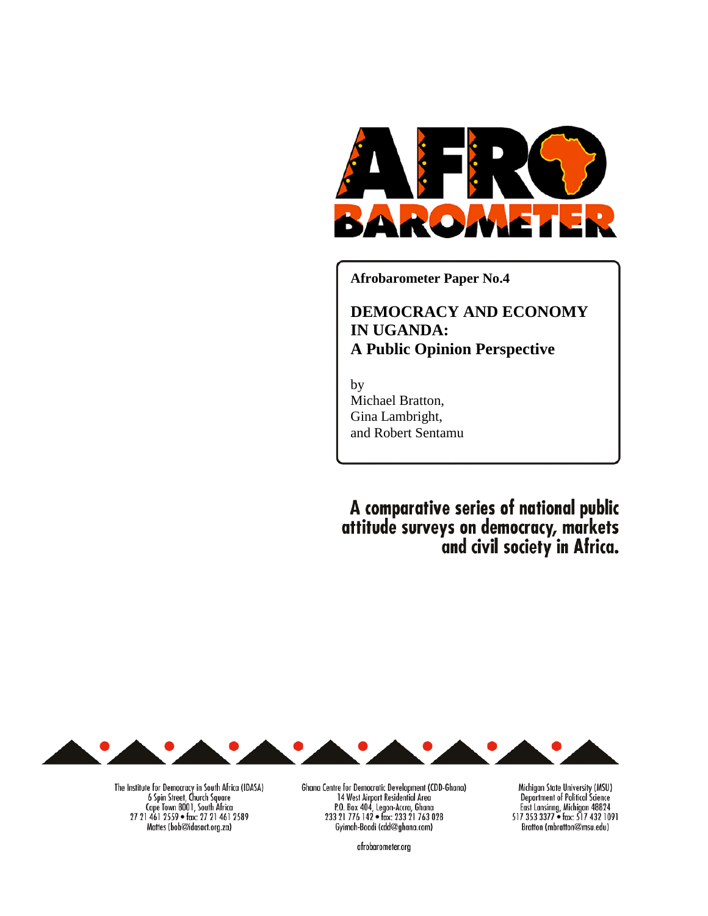AFRO BAROMETER

**Afrobarometer Paper No.4**

# DEMOCRACY AND ECONOMY IN UGANDA: A Public Opinion Perspective

by
Michael Bratton,
Gina Lambright,
and Robert Sentamu

**A comparative series of national public attitude surveys on democracy, markets and civil society in Africa.**

The Institute for Democracy in South Africa (IDASA)
6 Spin Street, Church Square
Cape Town 8001, South Africa
27 21 461 2559 • fax: 27 21 461 2589
Mattes (bob@idasact.org.za)

Ghana Centre for Democratic Development (CDD-Ghana)
14 West Airport Residential Area
P.O. Box 404, Legon-Accra, Ghana
233 21 776 142 • fax: 233 21 763 028
Gyimah-Boadi (cdd@ghana.com)

Michigan State University (MSU)
Department of Political Science
East Lansinng, Michigan 48824
517 353 3377 • fax: 517 432 1091
Bratton (mbratton@msu.edu)

afrobarometer.org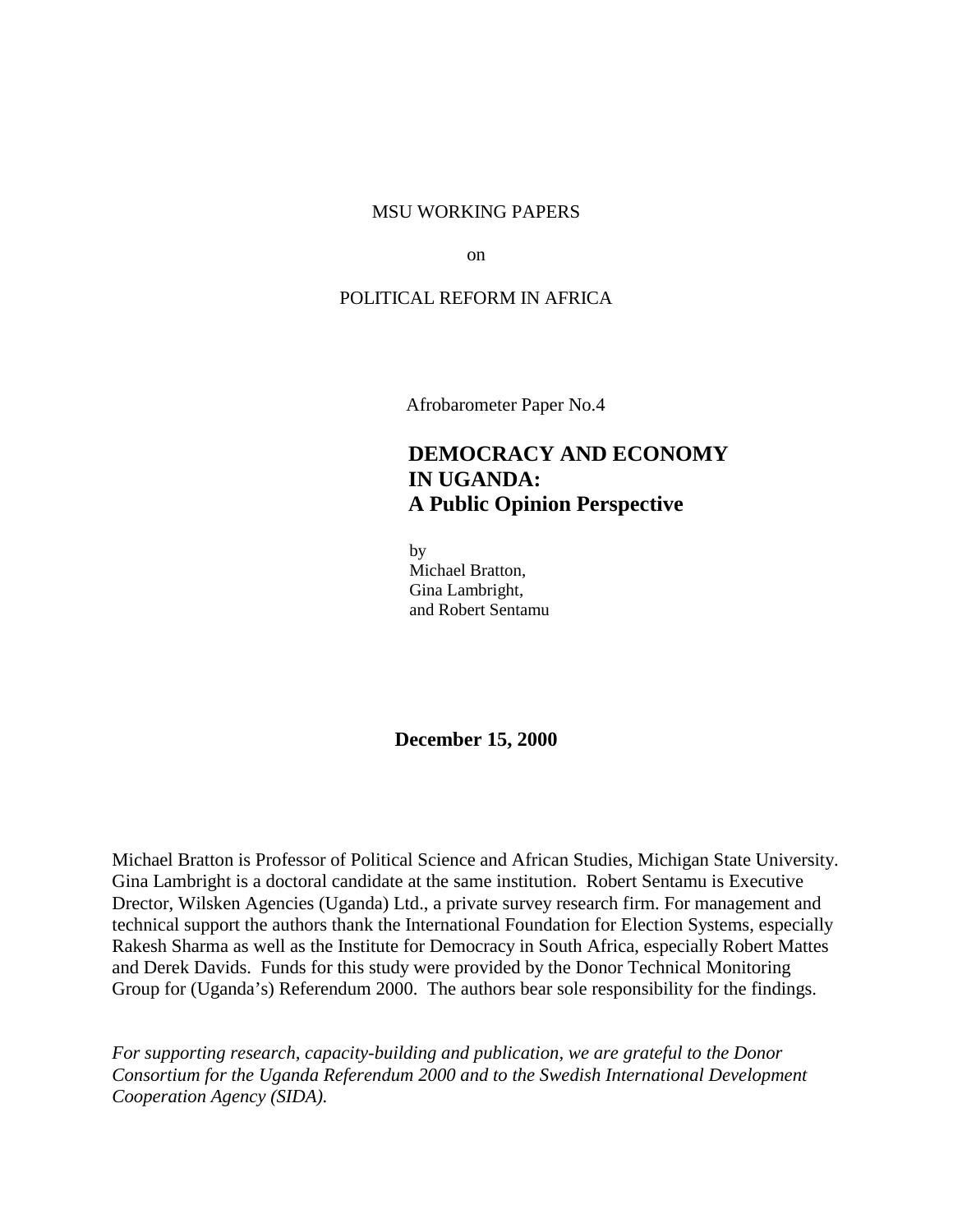MSU WORKING PAPERS

on

POLITICAL REFORM IN AFRICA

Afrobarometer Paper No.4

# DEMOCRACY AND ECONOMY IN UGANDA: A Public Opinion Perspective

by
Michael Bratton,
Gina Lambright,
and Robert Sentamu

**December 15, 2000**

Michael Bratton is Professor of Political Science and African Studies, Michigan State University. Gina Lambright is a doctoral candidate at the same institution. Robert Sentamu is Executive Director, Wilsken Agencies (Uganda) Ltd., a private survey research firm. For management and technical support the authors thank the International Foundation for Election Systems, especially Rakesh Sharma as well as the Institute for Democracy in South Africa, especially Robert Mattes and Derek Davids. Funds for this study were provided by the Donor Technical Monitoring Group for (Uganda's) Referendum 2000. The authors bear sole responsibility for the findings.

*For supporting research, capacity-building and publication, we are grateful to the Donor Consortium for the Uganda Referendum 2000 and to the Swedish International Development Cooperation Agency (SIDA).*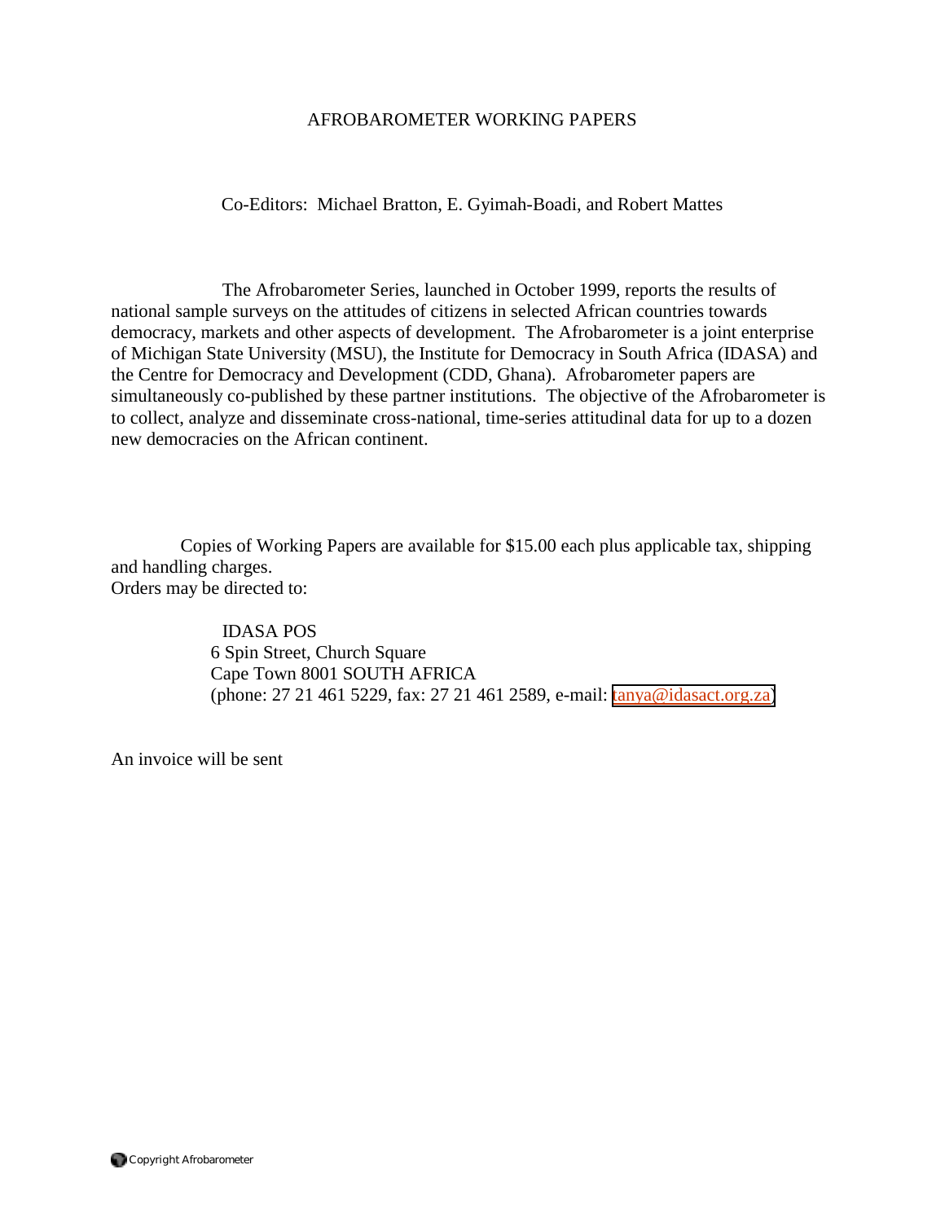# AFROBAROMETER WORKING PAPERS

Co-Editors: Michael Bratton, E. Gyimah-Boadi, and Robert Mattes

The Afrobarometer Series, launched in October 1999, reports the results of national sample surveys on the attitudes of citizens in selected African countries towards democracy, markets and other aspects of development. The Afrobarometer is a joint enterprise of Michigan State University (MSU), the Institute for Democracy in South Africa (IDASA) and the Centre for Democracy and Development (CDD, Ghana). Afrobarometer papers are simultaneously co-published by these partner institutions. The objective of the Afrobarometer is to collect, analyze and disseminate cross-national, time-series attitudinal data for up to a dozen new democracies on the African continent.

Copies of Working Papers are available for $15.00 each plus applicable tax, shipping and handling charges.
Orders may be directed to:

IDASA POS
6 Spin Street, Church Square
Cape Town 8001 SOUTH AFRICA
(phone: 27 21 461 5229, fax: 27 21 461 2589, e-mail: tanya@idasact.org.za)

An invoice will be sent

Copyright Afrobarometer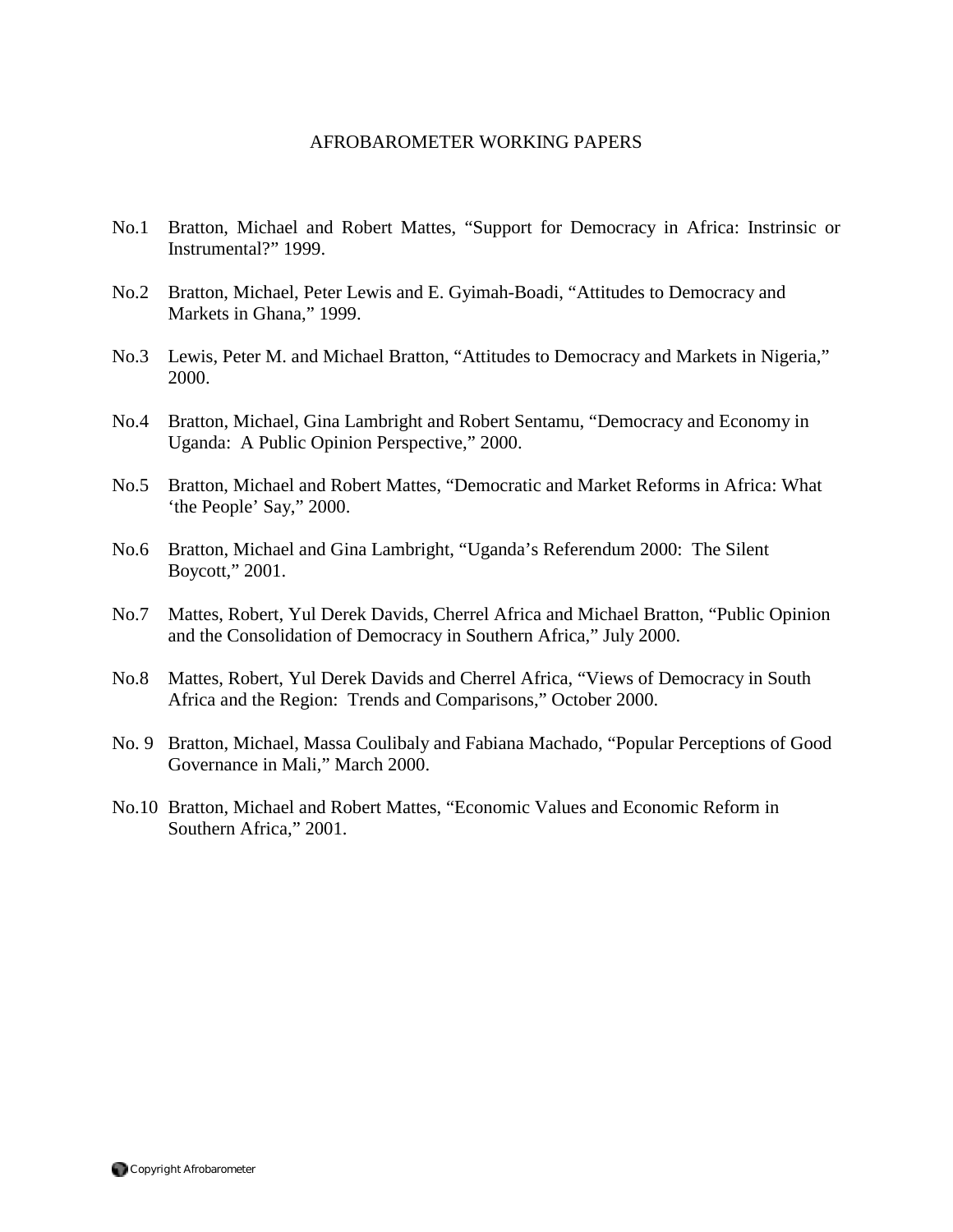AFROBAROMETER WORKING PAPERS

No.1 Bratton, Michael and Robert Mattes, "Support for Democracy in Africa: Instrinsic or Instrumental?" 1999.

No.2 Bratton, Michael, Peter Lewis and E. Gyimah-Boadi, "Attitudes to Democracy and Markets in Ghana," 1999.

No.3 Lewis, Peter M. and Michael Bratton, "Attitudes to Democracy and Markets in Nigeria," 2000.

No.4 Bratton, Michael, Gina Lambright and Robert Sentamu, "Democracy and Economy in Uganda: A Public Opinion Perspective," 2000.

No.5 Bratton, Michael and Robert Mattes, "Democratic and Market Reforms in Africa: What 'the People' Say," 2000.

No.6 Bratton, Michael and Gina Lambright, "Uganda's Referendum 2000: The Silent Boycott," 2001.

No.7 Mattes, Robert, Yul Derek Davids, Cherrel Africa and Michael Bratton, "Public Opinion and the Consolidation of Democracy in Southern Africa," July 2000.

No.8 Mattes, Robert, Yul Derek Davids and Cherrel Africa, "Views of Democracy in South Africa and the Region: Trends and Comparisons," October 2000.

No. 9 Bratton, Michael, Massa Coulibaly and Fabiana Machado, "Popular Perceptions of Good Governance in Mali," March 2000.

No.10 Bratton, Michael and Robert Mattes, "Economic Values and Economic Reform in Southern Africa," 2001.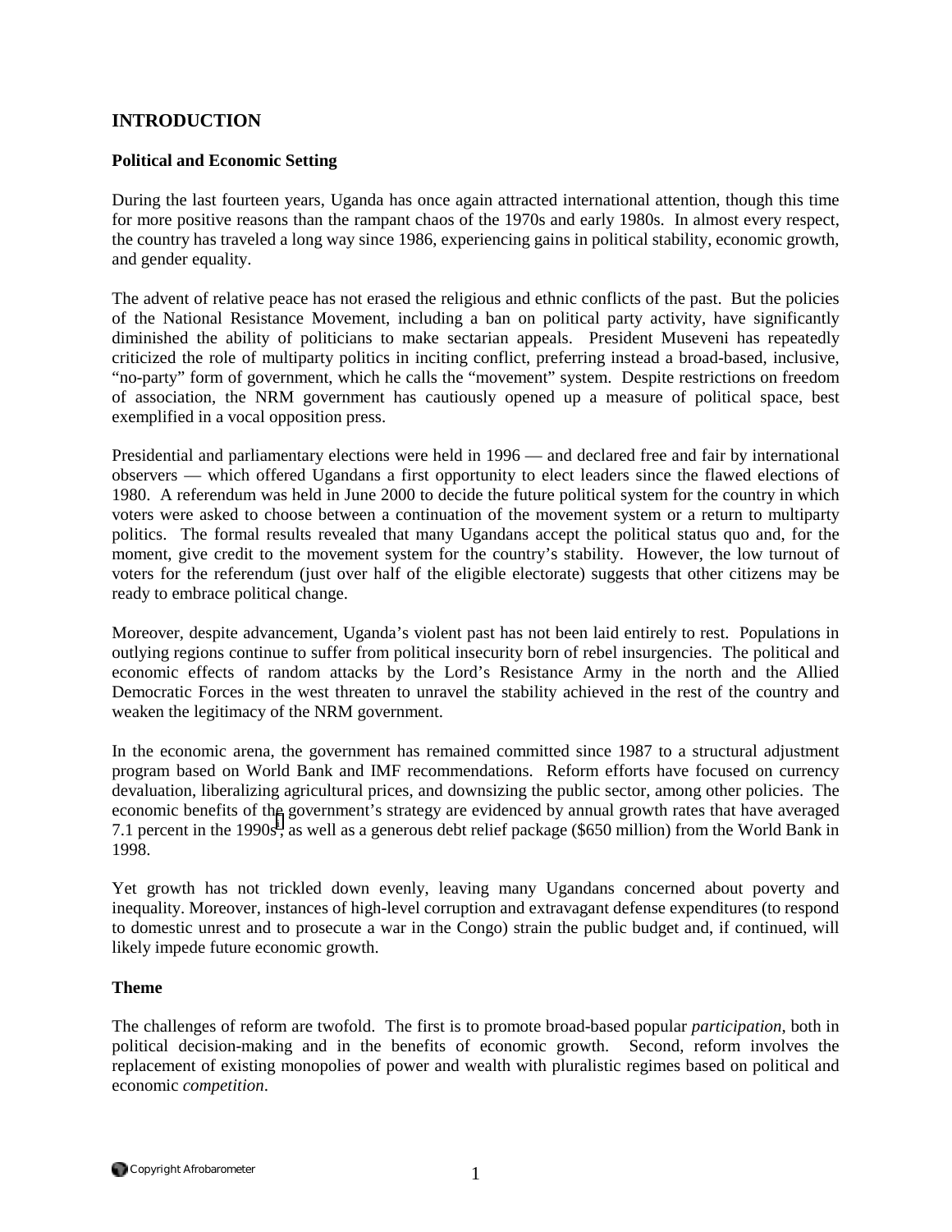## INTRODUCTION

### Political and Economic Setting

During the last fourteen years, Uganda has once again attracted international attention, though this time for more positive reasons than the rampant chaos of the 1970s and early 1980s. In almost every respect, the country has traveled a long way since 1986, experiencing gains in political stability, economic growth, and gender equality.

The advent of relative peace has not erased the religious and ethnic conflicts of the past. But the policies of the National Resistance Movement, including a ban on political party activity, have significantly diminished the ability of politicians to make sectarian appeals. President Museveni has repeatedly criticized the role of multiparty politics in inciting conflict, preferring instead a broad-based, inclusive, "no-party" form of government, which he calls the "movement" system. Despite restrictions on freedom of association, the NRM government has cautiously opened up a measure of political space, best exemplified in a vocal opposition press.

Presidential and parliamentary elections were held in 1996 — and declared free and fair by international observers — which offered Ugandans a first opportunity to elect leaders since the flawed elections of 1980. A referendum was held in June 2000 to decide the future political system for the country in which voters were asked to choose between a continuation of the movement system or a return to multiparty politics. The formal results revealed that many Ugandans accept the political status quo and, for the moment, give credit to the movement system for the country's stability. However, the low turnout of voters for the referendum (just over half of the eligible electorate) suggests that other citizens may be ready to embrace political change.

Moreover, despite advancement, Uganda's violent past has not been laid entirely to rest. Populations in outlying regions continue to suffer from political insecurity born of rebel insurgencies. The political and economic effects of random attacks by the Lord's Resistance Army in the north and the Allied Democratic Forces in the west threaten to unravel the stability achieved in the rest of the country and weaken the legitimacy of the NRM government.

In the economic arena, the government has remained committed since 1987 to a structural adjustment program based on World Bank and IMF recommendations. Reform efforts have focused on currency devaluation, liberalizing agricultural prices, and downsizing the public sector, among other policies. The economic benefits of the government's strategy are evidenced by annual growth rates that have averaged 7.1 percent in the 1990s[1], as well as a generous debt relief package ($650 million) from the World Bank in 1998.

Yet growth has not trickled down evenly, leaving many Ugandans concerned about poverty and inequality. Moreover, instances of high-level corruption and extravagant defense expenditures (to respond to domestic unrest and to prosecute a war in the Congo) strain the public budget and, if continued, will likely impede future economic growth.

### Theme

The challenges of reform are twofold. The first is to promote broad-based popular *participation*, both in political decision-making and in the benefits of economic growth. Second, reform involves the replacement of existing monopolies of power and wealth with pluralistic regimes based on political and economic *competition*.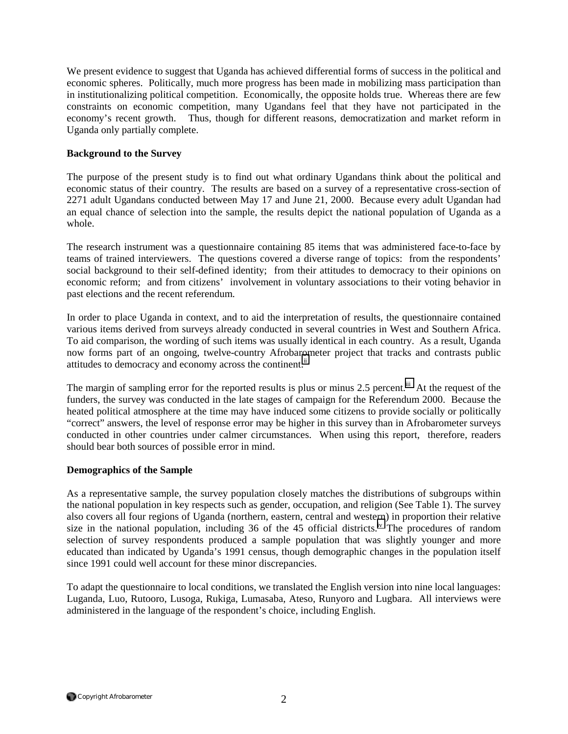We present evidence to suggest that Uganda has achieved differential forms of success in the political and economic spheres. Politically, much more progress has been made in mobilizing mass participation than in institutionalizing political competition. Economically, the opposite holds true. Whereas there are few constraints on economic competition, many Ugandans feel that they have not participated in the economy's recent growth. Thus, though for different reasons, democratization and market reform in Uganda only partially complete.

**Background to the Survey**

The purpose of the present study is to find out what ordinary Ugandans think about the political and economic status of their country. The results are based on a survey of a representative cross-section of 2271 adult Ugandans conducted between May 17 and June 21, 2000. Because every adult Ugandan had an equal chance of selection into the sample, the results depict the national population of Uganda as a whole.

The research instrument was a questionnaire containing 85 items that was administered face-to-face by teams of trained interviewers. The questions covered a diverse range of topics: from the respondents' social background to their self-defined identity; from their attitudes to democracy to their opinions on economic reform; and from citizens' involvement in voluntary associations to their voting behavior in past elections and the recent referendum.

In order to place Uganda in context, and to aid the interpretation of results, the questionnaire contained various items derived from surveys already conducted in several countries in West and Southern Africa. To aid comparison, the wording of such items was usually identical in each country. As a result, Uganda now forms part of an ongoing, twelve-country Afrobarometer project that tracks and contrasts public attitudes to democracy and economy across the continent.[ii]

The margin of sampling error for the reported results is plus or minus 2.5 percent.[iii] At the request of the funders, the survey was conducted in the late stages of campaign for the Referendum 2000. Because the heated political atmosphere at the time may have induced some citizens to provide socially or politically "correct" answers, the level of response error may be higher in this survey than in Afrobarometer surveys conducted in other countries under calmer circumstances. When using this report, therefore, readers should bear both sources of possible error in mind.

**Demographics of the Sample**

As a representative sample, the survey population closely matches the distributions of subgroups within the national population in key respects such as gender, occupation, and religion (See Table 1). The survey also covers all four regions of Uganda (northern, eastern, central and western) in proportion their relative size in the national population, including 36 of the 45 official districts.[iv] The procedures of random selection of survey respondents produced a sample population that was slightly younger and more educated than indicated by Uganda's 1991 census, though demographic changes in the population itself since 1991 could well account for these minor discrepancies.

To adapt the questionnaire to local conditions, we translated the English version into nine local languages: Luganda, Luo, Rutooro, Lusoga, Rukiga, Lumasaba, Ateso, Runyoro and Lugbara. All interviews were administered in the language of the respondent's choice, including English.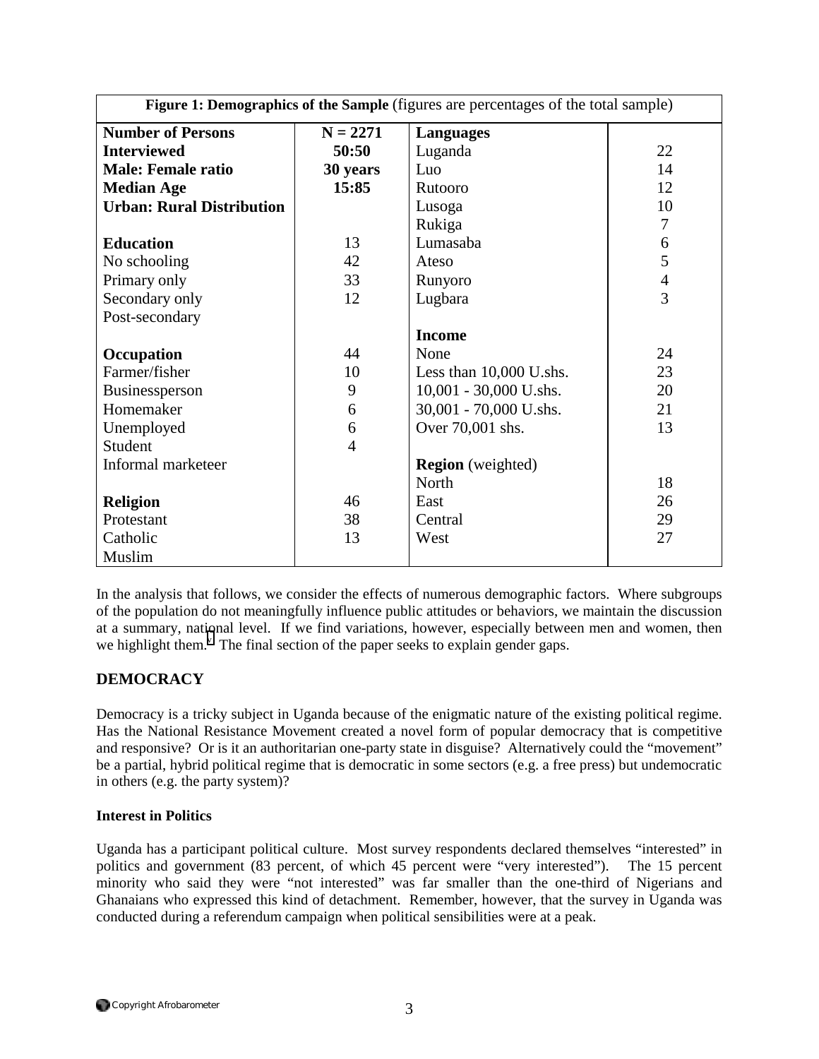| Figure 1: Demographics of the Sample (figures are percentages of the total sample) | | | |
|---|---|---|---|
| **Number of Persons Interviewed** | **N = 2271** | **Languages** | |
| **Male: Female ratio** | **50:50** | Luganda | 22 |
| **Median Age** | **30 years** | Luo | 14 |
| **Urban: Rural Distribution** | **15:85** | Rutooro | 12 |
| | | Lusoga | 10 |
| | | Rukiga | 7 |
| **Education** | | Lumasaba | 6 |
| No schooling | 13 | Ateso | 5 |
| Primary only | 42 | Runyoro | 4 |
| Secondary only | 33 | Lugbara | 3 |
| Post-secondary | 12 | | |
| | | **Income** | |
| **Occupation** | | None | 24 |
| Farmer/fisher | 44 | Less than 10,000 U.shs. | 23 |
| Businessperson | 10 | 10,001 - 30,000 U.shs. | 20 |
| Homemaker | 9 | 30,001 - 70,000 U.shs. | 21 |
| Unemployed | 6 | Over 70,001 shs. | 13 |
| Student | 6 | | |
| Informal marketeer | 4 | **Region** (weighted) | |
| | | North | 18 |
| **Religion** | | East | 26 |
| Protestant | 46 | Central | 29 |
| Catholic | 38 | West | 27 |
| Muslim | 13 | | |

In the analysis that follows, we consider the effects of numerous demographic factors. Where subgroups of the population do not meaningfully influence public attitudes or behaviors, we maintain the discussion at a summary, national level. If we find variations, however, especially between men and women, then we highlight them.[v] The final section of the paper seeks to explain gender gaps.

## DEMOCRACY

Democracy is a tricky subject in Uganda because of the enigmatic nature of the existing political regime. Has the National Resistance Movement created a novel form of popular democracy that is competitive and responsive? Or is it an authoritarian one-party state in disguise? Alternatively could the "movement" be a partial, hybrid political regime that is democratic in some sectors (e.g. a free press) but undemocratic in others (e.g. the party system)?

### Interest in Politics

Uganda has a participant political culture. Most survey respondents declared themselves "interested" in politics and government (83 percent, of which 45 percent were "very interested"). The 15 percent minority who said they were "not interested" was far smaller than the one-third of Nigerians and Ghanaians who expressed this kind of detachment. Remember, however, that the survey in Uganda was conducted during a referendum campaign when political sensibilities were at a peak.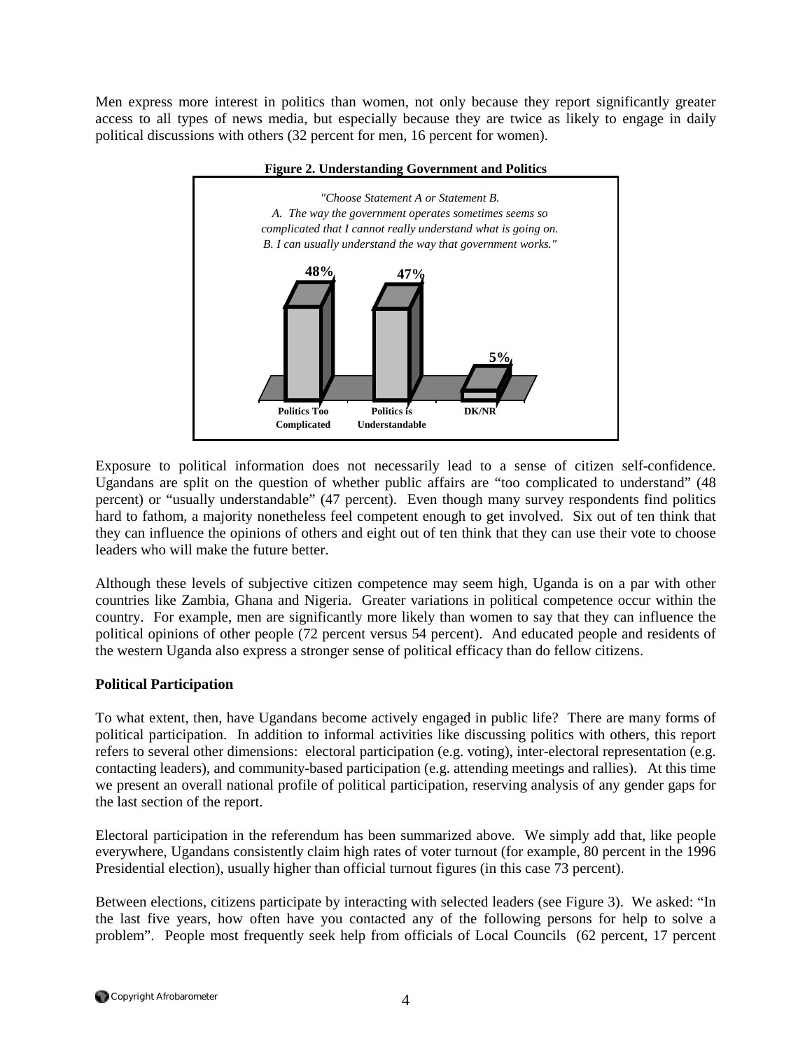Men express more interest in politics than women, not only because they report significantly greater access to all types of news media, but especially because they are twice as likely to engage in daily political discussions with others (32 percent for men, 16 percent for women).

**Figure 2. Understanding Government and Politics**

*"Choose Statement A or Statement B.*
*A. The way the government operates sometimes seems so complicated that I cannot really understand what is going on.*
*B. I can usually understand the way that government works."*

| Politics Too Complicated | Politics is Understandable | DK/NR |
|---|---|---|
| 48% | 47% | 5% |

Exposure to political information does not necessarily lead to a sense of citizen self-confidence. Ugandans are split on the question of whether public affairs are "too complicated to understand" (48 percent) or "usually understandable" (47 percent). Even though many survey respondents find politics hard to fathom, a majority nonetheless feel competent enough to get involved. Six out of ten think that they can influence the opinions of others and eight out of ten think that they can use their vote to choose leaders who will make the future better.

Although these levels of subjective citizen competence may seem high, Uganda is on a par with other countries like Zambia, Ghana and Nigeria. Greater variations in political competence occur within the country. For example, men are significantly more likely than women to say that they can influence the political opinions of other people (72 percent versus 54 percent). And educated people and residents of the western Uganda also express a stronger sense of political efficacy than do fellow citizens.

**Political Participation**

To what extent, then, have Ugandans become actively engaged in public life? There are many forms of political participation. In addition to informal activities like discussing politics with others, this report refers to several other dimensions: electoral participation (e.g. voting), inter-electoral representation (e.g. contacting leaders), and community-based participation (e.g. attending meetings and rallies). At this time we present an overall national profile of political participation, reserving analysis of any gender gaps for the last section of the report.

Electoral participation in the referendum has been summarized above. We simply add that, like people everywhere, Ugandans consistently claim high rates of voter turnout (for example, 80 percent in the 1996 Presidential election), usually higher than official turnout figures (in this case 73 percent).

Between elections, citizens participate by interacting with selected leaders (see Figure 3). We asked: "In the last five years, how often have you contacted any of the following persons for help to solve a problem". People most frequently seek help from officials of Local Councils (62 percent, 17 percent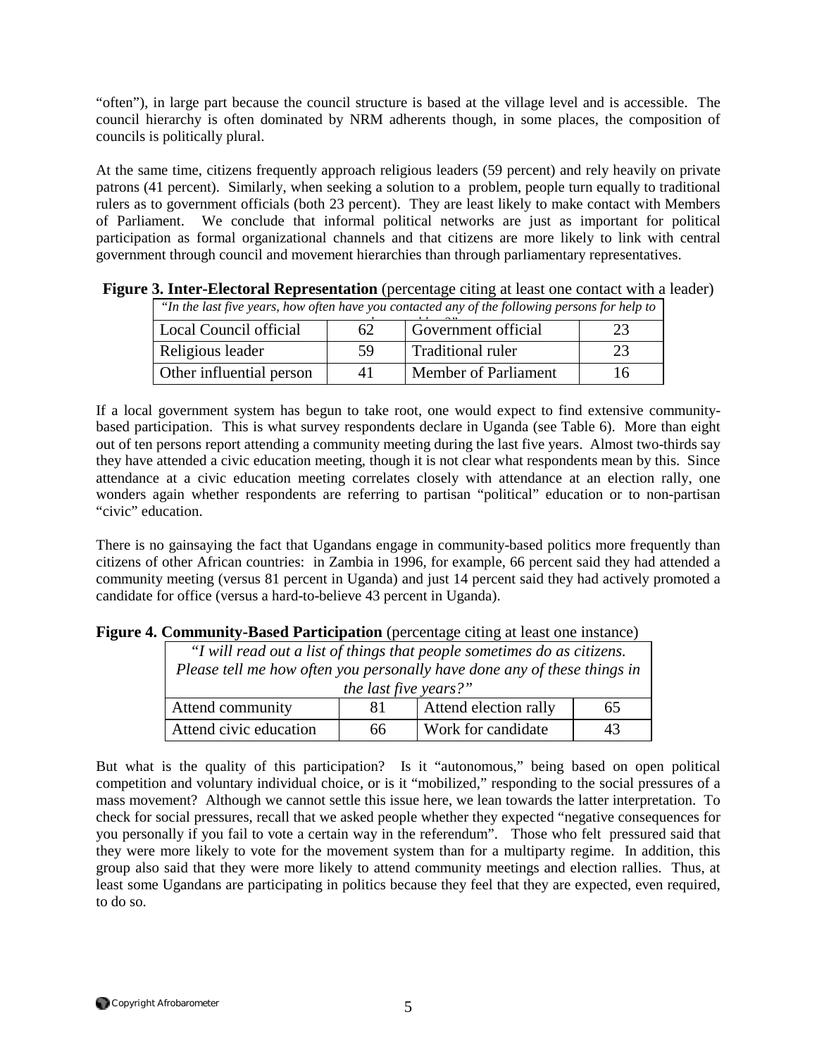"often"), in large part because the council structure is based at the village level and is accessible. The council hierarchy is often dominated by NRM adherents though, in some places, the composition of councils is politically plural.

At the same time, citizens frequently approach religious leaders (59 percent) and rely heavily on private patrons (41 percent). Similarly, when seeking a solution to a problem, people turn equally to traditional rulers as to government officials (both 23 percent). They are least likely to make contact with Members of Parliament. We conclude that informal political networks are just as important for political participation as formal organizational channels and that citizens are more likely to link with central government through council and movement hierarchies than through parliamentary representatives.

**Figure 3. Inter-Electoral Representation** (percentage citing at least one contact with a leader)

| *"In the last five years, how often have you contacted any of the following persons for help to solve a problem?"* | | | |
|---|---|---|---|
| Local Council official | 62 | Government official | 23 |
| Religious leader | 59 | Traditional ruler | 23 |
| Other influential person | 41 | Member of Parliament | 16 |

If a local government system has begun to take root, one would expect to find extensive community-based participation. This is what survey respondents declare in Uganda (see Table 6). More than eight out of ten persons report attending a community meeting during the last five years. Almost two-thirds say they have attended a civic education meeting, though it is not clear what respondents mean by this. Since attendance at a civic education meeting correlates closely with attendance at an election rally, one wonders again whether respondents are referring to partisan "political" education or to non-partisan "civic" education.

There is no gainsaying the fact that Ugandans engage in community-based politics more frequently than citizens of other African countries: in Zambia in 1996, for example, 66 percent said they had attended a community meeting (versus 81 percent in Uganda) and just 14 percent said they had actively promoted a candidate for office (versus a hard-to-believe 43 percent in Uganda).

**Figure 4. Community-Based Participation** (percentage citing at least one instance)

| *"I will read out a list of things that people sometimes do as citizens. Please tell me how often you personally have done any of these things in the last five years?"* | | | |
|---|---|---|---|
| Attend community | 81 | Attend election rally | 65 |
| Attend civic education | 66 | Work for candidate | 43 |

But what is the quality of this participation? Is it "autonomous," being based on open political competition and voluntary individual choice, or is it "mobilized," responding to the social pressures of a mass movement? Although we cannot settle this issue here, we lean towards the latter interpretation. To check for social pressures, recall that we asked people whether they expected "negative consequences for you personally if you fail to vote a certain way in the referendum". Those who felt pressured said that they were more likely to vote for the movement system than for a multiparty regime. In addition, this group also said that they were more likely to attend community meetings and election rallies. Thus, at least some Ugandans are participating in politics because they feel that they are expected, even required, to do so.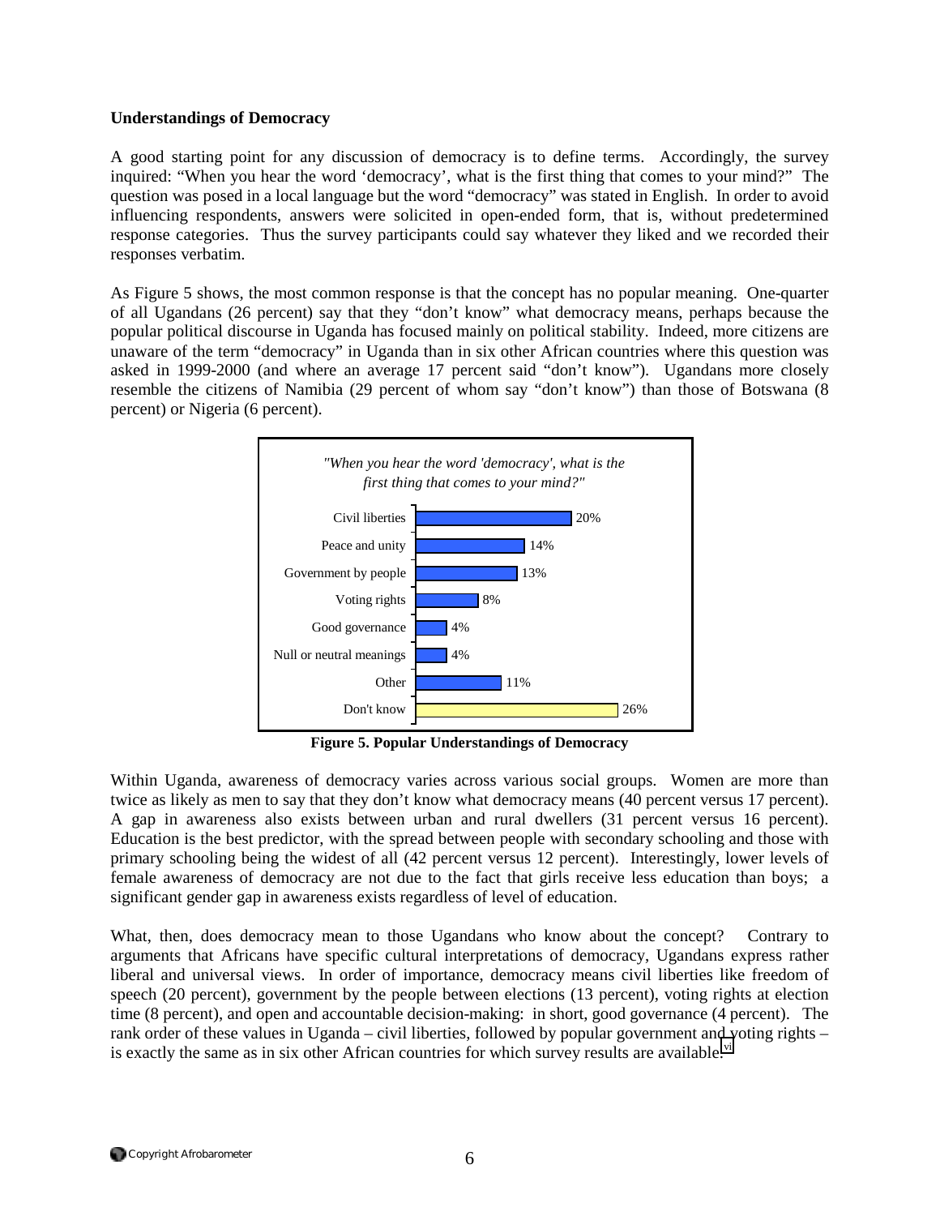### Understandings of Democracy

A good starting point for any discussion of democracy is to define terms. Accordingly, the survey inquired: "When you hear the word 'democracy', what is the first thing that comes to your mind?" The question was posed in a local language but the word "democracy" was stated in English. In order to avoid influencing respondents, answers were solicited in open-ended form, that is, without predetermined response categories. Thus the survey participants could say whatever they liked and we recorded their responses verbatim.

As Figure 5 shows, the most common response is that the concept has no popular meaning. One-quarter of all Ugandans (26 percent) say that they "don't know" what democracy means, perhaps because the popular political discourse in Uganda has focused mainly on political stability. Indeed, more citizens are unaware of the term "democracy" in Uganda than in six other African countries where this question was asked in 1999-2000 (and where an average 17 percent said "don't know"). Ugandans more closely resemble the citizens of Namibia (29 percent of whom say "don't know") than those of Botswana (8 percent) or Nigeria (6 percent).

*"When you hear the word 'democracy', what is the first thing that comes to your mind?"*

| Response | Percent |
|---|---|
| Civil liberties | 20% |
| Peace and unity | 14% |
| Government by people | 13% |
| Voting rights | 8% |
| Good governance | 4% |
| Null or neutral meanings | 4% |
| Other | 11% |
| Don't know | 26% |

**Figure 5. Popular Understandings of Democracy**

Within Uganda, awareness of democracy varies across various social groups. Women are more than twice as likely as men to say that they don't know what democracy means (40 percent versus 17 percent). A gap in awareness also exists between urban and rural dwellers (31 percent versus 16 percent). Education is the best predictor, with the spread between people with secondary schooling and those with primary schooling being the widest of all (42 percent versus 12 percent). Interestingly, lower levels of female awareness of democracy are not due to the fact that girls receive less education than boys; a significant gender gap in awareness exists regardless of level of education.

What, then, does democracy mean to those Ugandans who know about the concept? Contrary to arguments that Africans have specific cultural interpretations of democracy, Ugandans express rather liberal and universal views. In order of importance, democracy means civil liberties like freedom of speech (20 percent), government by the people between elections (13 percent), voting rights at election time (8 percent), and open and accountable decision-making: in short, good governance (4 percent). The rank order of these values in Uganda – civil liberties, followed by popular government and voting rights – is exactly the same as in six other African countries for which survey results are available.[vi]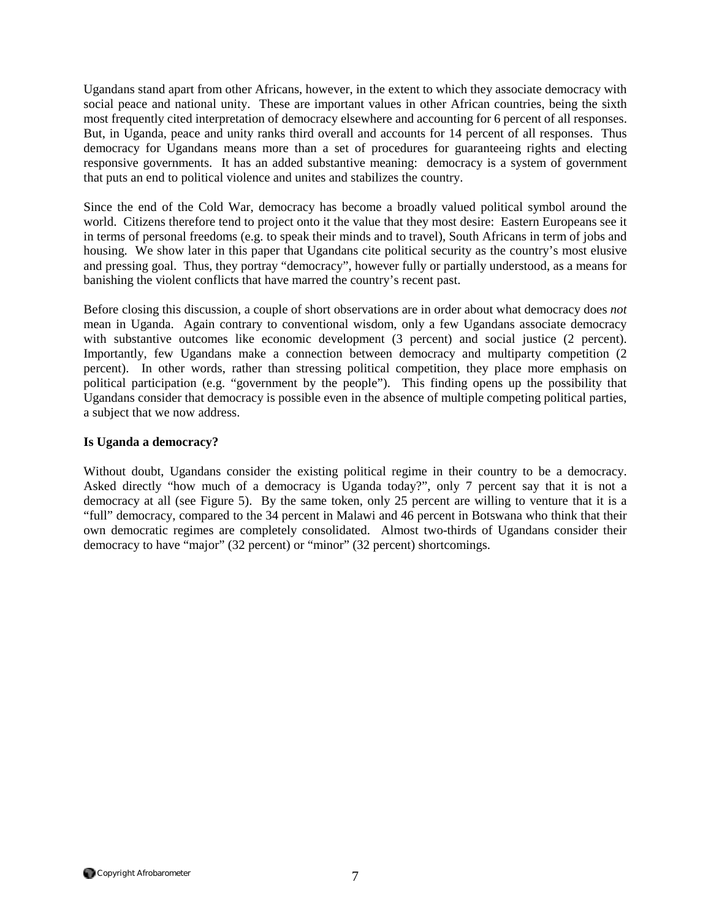Ugandans stand apart from other Africans, however, in the extent to which they associate democracy with social peace and national unity. These are important values in other African countries, being the sixth most frequently cited interpretation of democracy elsewhere and accounting for 6 percent of all responses. But, in Uganda, peace and unity ranks third overall and accounts for 14 percent of all responses. Thus democracy for Ugandans means more than a set of procedures for guaranteeing rights and electing responsive governments. It has an added substantive meaning: democracy is a system of government that puts an end to political violence and unites and stabilizes the country.

Since the end of the Cold War, democracy has become a broadly valued political symbol around the world. Citizens therefore tend to project onto it the value that they most desire: Eastern Europeans see it in terms of personal freedoms (e.g. to speak their minds and to travel), South Africans in term of jobs and housing. We show later in this paper that Ugandans cite political security as the country's most elusive and pressing goal. Thus, they portray "democracy", however fully or partially understood, as a means for banishing the violent conflicts that have marred the country's recent past.

Before closing this discussion, a couple of short observations are in order about what democracy does *not* mean in Uganda. Again contrary to conventional wisdom, only a few Ugandans associate democracy with substantive outcomes like economic development (3 percent) and social justice (2 percent). Importantly, few Ugandans make a connection between democracy and multiparty competition (2 percent). In other words, rather than stressing political competition, they place more emphasis on political participation (e.g. "government by the people"). This finding opens up the possibility that Ugandans consider that democracy is possible even in the absence of multiple competing political parties, a subject that we now address.

**Is Uganda a democracy?**

Without doubt, Ugandans consider the existing political regime in their country to be a democracy. Asked directly "how much of a democracy is Uganda today?", only 7 percent say that it is not a democracy at all (see Figure 5). By the same token, only 25 percent are willing to venture that it is a "full" democracy, compared to the 34 percent in Malawi and 46 percent in Botswana who think that their own democratic regimes are completely consolidated. Almost two-thirds of Ugandans consider their democracy to have "major" (32 percent) or "minor" (32 percent) shortcomings.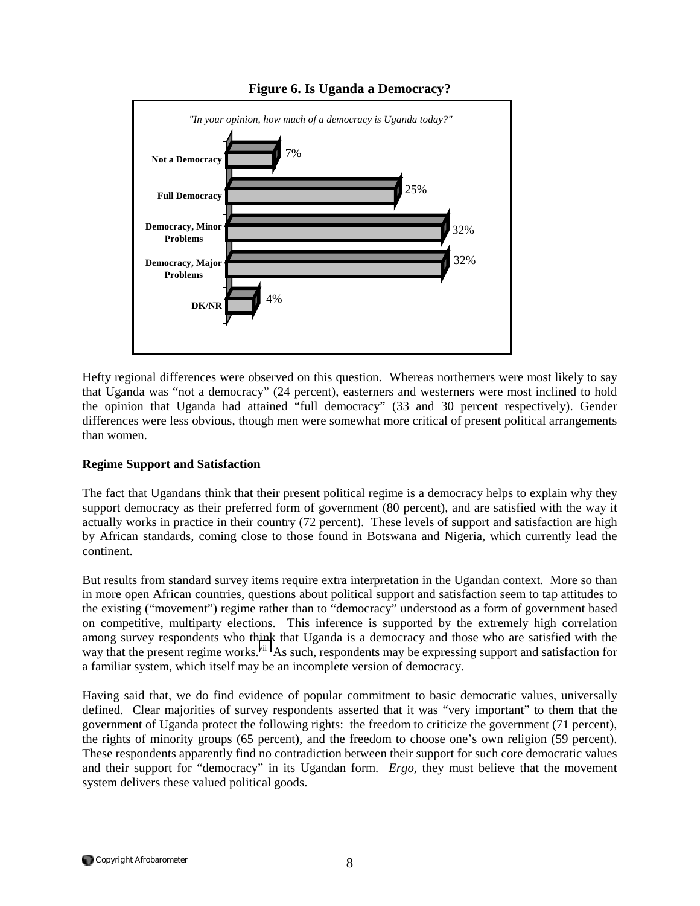**Figure 6. Is Uganda a Democracy?**

*"In your opinion, how much of a democracy is Uganda today?"*

| Response | Percent |
|---|---|
| Not a Democracy | 7% |
| Full Democracy | 25% |
| Democracy, Minor Problems | 32% |
| Democracy, Major Problems | 32% |
| DK/NR | 4% |

Hefty regional differences were observed on this question. Whereas northerners were most likely to say that Uganda was "not a democracy" (24 percent), easterners and westerners were most inclined to hold the opinion that Uganda had attained "full democracy" (33 and 30 percent respectively). Gender differences were less obvious, though men were somewhat more critical of present political arrangements than women.

**Regime Support and Satisfaction**

The fact that Ugandans think that their present political regime is a democracy helps to explain why they support democracy as their preferred form of government (80 percent), and are satisfied with the way it actually works in practice in their country (72 percent). These levels of support and satisfaction are high by African standards, coming close to those found in Botswana and Nigeria, which currently lead the continent.

But results from standard survey items require extra interpretation in the Ugandan context. More so than in more open African countries, questions about political support and satisfaction seem to tap attitudes to the existing ("movement") regime rather than to "democracy" understood as a form of government based on competitive, multiparty elections. This inference is supported by the extremely high correlation among survey respondents who think that Uganda is a democracy and those who are satisfied with the way that the present regime works.[vii] As such, respondents may be expressing support and satisfaction for a familiar system, which itself may be an incomplete version of democracy.

Having said that, we do find evidence of popular commitment to basic democratic values, universally defined. Clear majorities of survey respondents asserted that it was "very important" to them that the government of Uganda protect the following rights: the freedom to criticize the government (71 percent), the rights of minority groups (65 percent), and the freedom to choose one's own religion (59 percent). These respondents apparently find no contradiction between their support for such core democratic values and their support for "democracy" in its Ugandan form. *Ergo*, they must believe that the movement system delivers these valued political goods.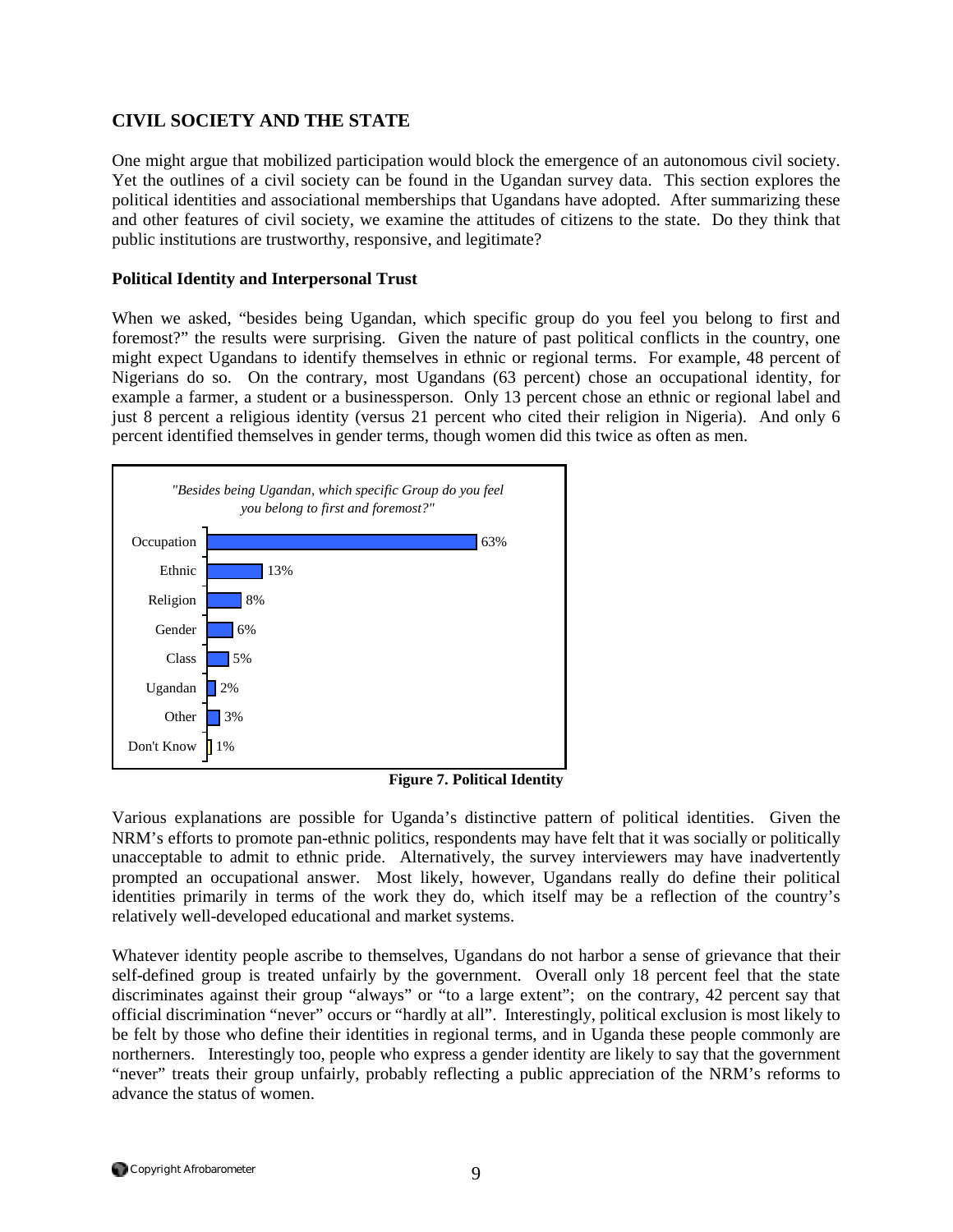## CIVIL SOCIETY AND THE STATE

One might argue that mobilized participation would block the emergence of an autonomous civil society. Yet the outlines of a civil society can be found in the Ugandan survey data. This section explores the political identities and associational memberships that Ugandans have adopted. After summarizing these and other features of civil society, we examine the attitudes of citizens to the state. Do they think that public institutions are trustworthy, responsive, and legitimate?

### Political Identity and Interpersonal Trust

When we asked, "besides being Ugandan, which specific group do you feel you belong to first and foremost?" the results were surprising. Given the nature of past political conflicts in the country, one might expect Ugandans to identify themselves in ethnic or regional terms. For example, 48 percent of Nigerians do so. On the contrary, most Ugandans (63 percent) chose an occupational identity, for example a farmer, a student or a businessperson. Only 13 percent chose an ethnic or regional label and just 8 percent a religious identity (versus 21 percent who cited their religion in Nigeria). And only 6 percent identified themselves in gender terms, though women did this twice as often as men.

*"Besides being Ugandan, which specific Group do you feel you belong to first and foremost?"*

| Group | Percent |
|---|---|
| Occupation | 63% |
| Ethnic | 13% |
| Religion | 8% |
| Gender | 6% |
| Class | 5% |
| Ugandan | 2% |
| Other | 3% |
| Don't Know | 1% |

**Figure 7. Political Identity**

Various explanations are possible for Uganda's distinctive pattern of political identities. Given the NRM's efforts to promote pan-ethnic politics, respondents may have felt that it was socially or politically unacceptable to admit to ethnic pride. Alternatively, the survey interviewers may have inadvertently prompted an occupational answer. Most likely, however, Ugandans really do define their political identities primarily in terms of the work they do, which itself may be a reflection of the country's relatively well-developed educational and market systems.

Whatever identity people ascribe to themselves, Ugandans do not harbor a sense of grievance that their self-defined group is treated unfairly by the government. Overall only 18 percent feel that the state discriminates against their group "always" or "to a large extent"; on the contrary, 42 percent say that official discrimination "never" occurs or "hardly at all". Interestingly, political exclusion is most likely to be felt by those who define their identities in regional terms, and in Uganda these people commonly are northerners. Interestingly too, people who express a gender identity are likely to say that the government "never" treats their group unfairly, probably reflecting a public appreciation of the NRM's reforms to advance the status of women.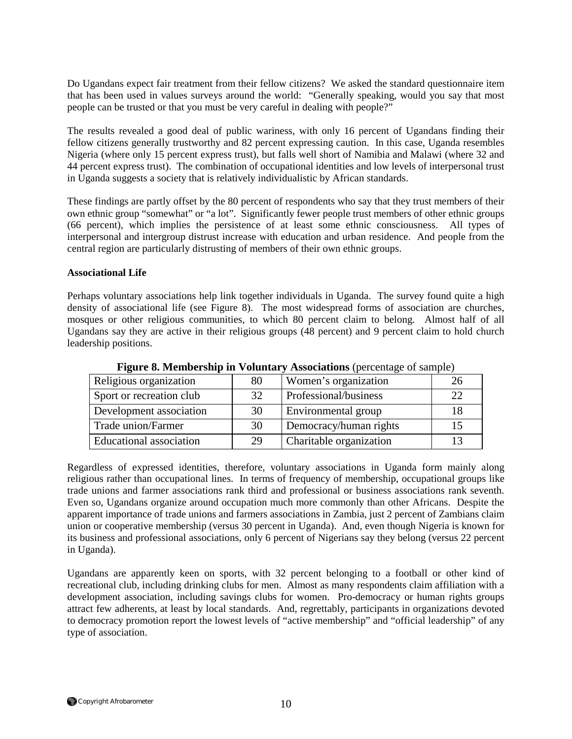Do Ugandans expect fair treatment from their fellow citizens? We asked the standard questionnaire item that has been used in values surveys around the world: "Generally speaking, would you say that most people can be trusted or that you must be very careful in dealing with people?"

The results revealed a good deal of public wariness, with only 16 percent of Ugandans finding their fellow citizens generally trustworthy and 82 percent expressing caution. In this case, Uganda resembles Nigeria (where only 15 percent express trust), but falls well short of Namibia and Malawi (where 32 and 44 percent express trust). The combination of occupational identities and low levels of interpersonal trust in Uganda suggests a society that is relatively individualistic by African standards.

These findings are partly offset by the 80 percent of respondents who say that they trust members of their own ethnic group "somewhat" or "a lot". Significantly fewer people trust members of other ethnic groups (66 percent), which implies the persistence of at least some ethnic consciousness. All types of interpersonal and intergroup distrust increase with education and urban residence. And people from the central region are particularly distrusting of members of their own ethnic groups.

**Associational Life**

Perhaps voluntary associations help link together individuals in Uganda. The survey found quite a high density of associational life (see Figure 8). The most widespread forms of association are churches, mosques or other religious communities, to which 80 percent claim to belong. Almost half of all Ugandans say they are active in their religious groups (48 percent) and 9 percent claim to hold church leadership positions.

**Figure 8. Membership in Voluntary Associations** (percentage of sample)

| Religious organization | 80 | Women's organization | 26 |
|---|---|---|---|
| Sport or recreation club | 32 | Professional/business | 22 |
| Development association | 30 | Environmental group | 18 |
| Trade union/Farmer | 30 | Democracy/human rights | 15 |
| Educational association | 29 | Charitable organization | 13 |

Regardless of expressed identities, therefore, voluntary associations in Uganda form mainly along religious rather than occupational lines. In terms of frequency of membership, occupational groups like trade unions and farmer associations rank third and professional or business associations rank seventh. Even so, Ugandans organize around occupation much more commonly than other Africans. Despite the apparent importance of trade unions and farmers associations in Zambia, just 2 percent of Zambians claim union or cooperative membership (versus 30 percent in Uganda). And, even though Nigeria is known for its business and professional associations, only 6 percent of Nigerians say they belong (versus 22 percent in Uganda).

Ugandans are apparently keen on sports, with 32 percent belonging to a football or other kind of recreational club, including drinking clubs for men. Almost as many respondents claim affiliation with a development association, including savings clubs for women. Pro-democracy or human rights groups attract few adherents, at least by local standards. And, regrettably, participants in organizations devoted to democracy promotion report the lowest levels of "active membership" and "official leadership" of any type of association.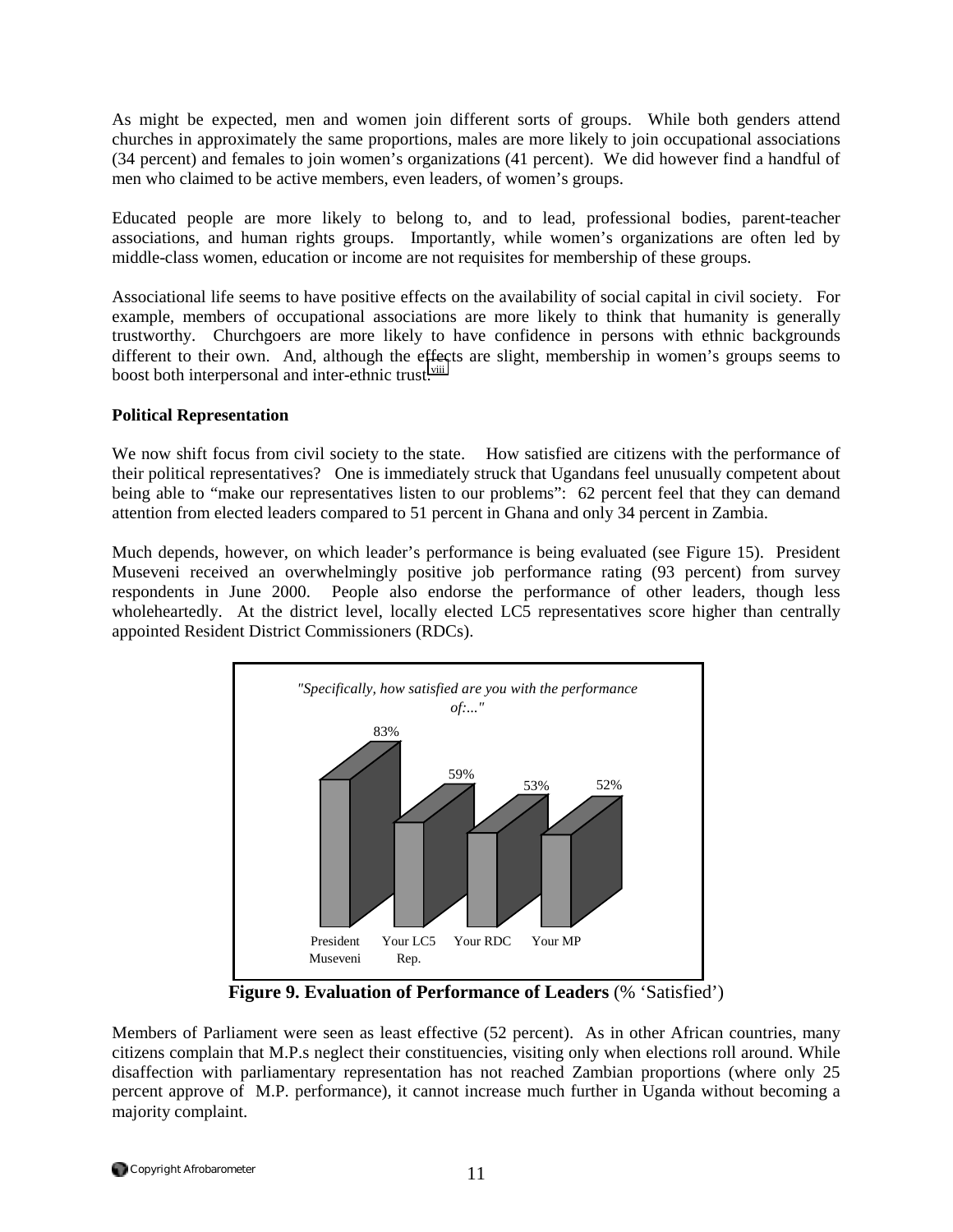As might be expected, men and women join different sorts of groups. While both genders attend churches in approximately the same proportions, males are more likely to join occupational associations (34 percent) and females to join women's organizations (41 percent). We did however find a handful of men who claimed to be active members, even leaders, of women's groups.

Educated people are more likely to belong to, and to lead, professional bodies, parent-teacher associations, and human rights groups. Importantly, while women's organizations are often led by middle-class women, education or income are not requisites for membership of these groups.

Associational life seems to have positive effects on the availability of social capital in civil society. For example, members of occupational associations are more likely to think that humanity is generally trustworthy. Churchgoers are more likely to have confidence in persons with ethnic backgrounds different to their own. And, although the effects are slight, membership in women's groups seems to boost both interpersonal and inter-ethnic trust.[viii]

**Political Representation**

We now shift focus from civil society to the state. How satisfied are citizens with the performance of their political representatives? One is immediately struck that Ugandans feel unusually competent about being able to "make our representatives listen to our problems": 62 percent feel that they can demand attention from elected leaders compared to 51 percent in Ghana and only 34 percent in Zambia.

Much depends, however, on which leader's performance is being evaluated (see Figure 15). President Museveni received an overwhelmingly positive job performance rating (93 percent) from survey respondents in June 2000. People also endorse the performance of other leaders, though less wholeheartedly. At the district level, locally elected LC5 representatives score higher than centrally appointed Resident District Commissioners (RDCs).

*"Specifically, how satisfied are you with the performance of:..."*

| President Museveni | Your LC5 Rep. | Your RDC | Your MP |
|---|---|---|---|
| 83% | 59% | 53% | 52% |

**Figure 9. Evaluation of Performance of Leaders** (% 'Satisfied')

Members of Parliament were seen as least effective (52 percent). As in other African countries, many citizens complain that M.P.s neglect their constituencies, visiting only when elections roll around. While disaffection with parliamentary representation has not reached Zambian proportions (where only 25 percent approve of M.P. performance), it cannot increase much further in Uganda without becoming a majority complaint.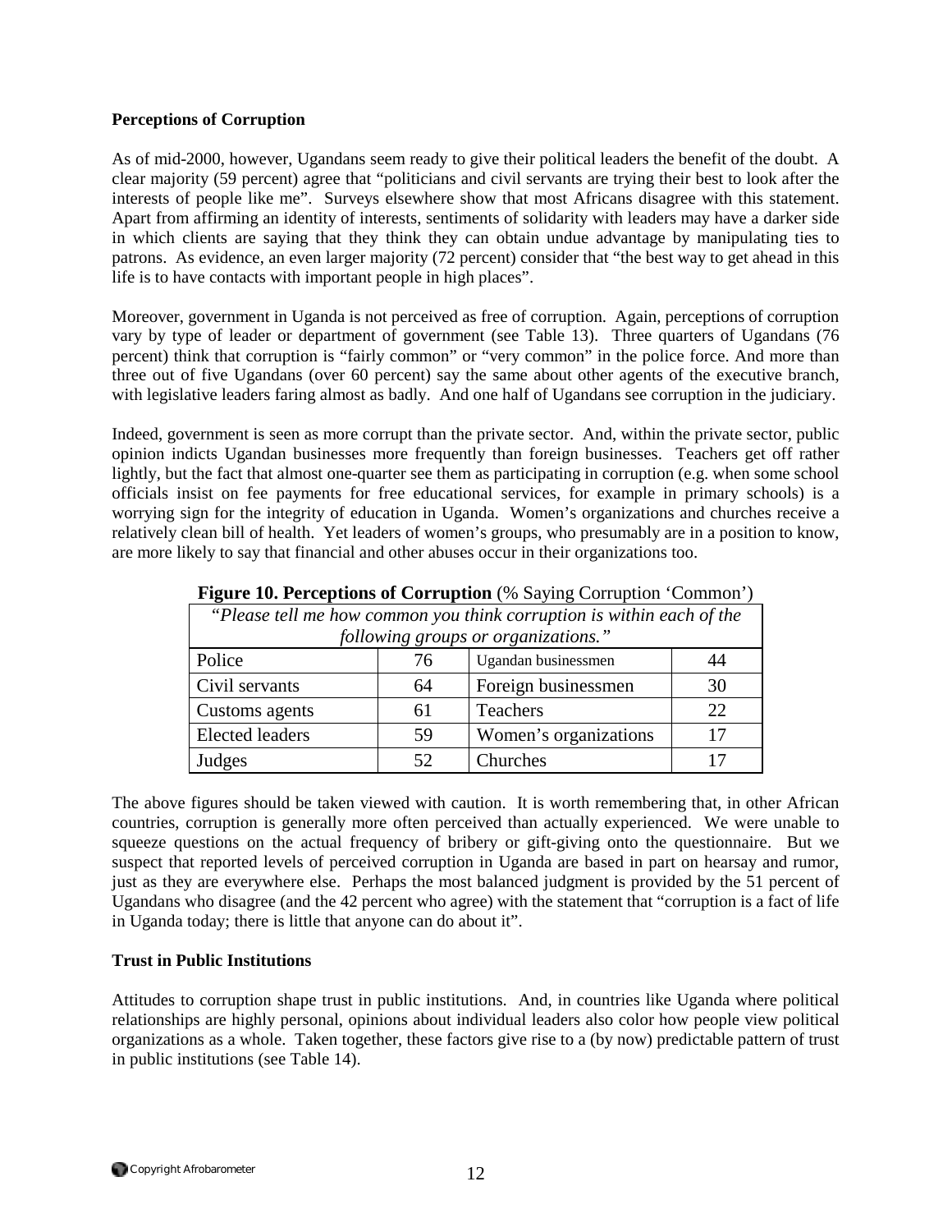**Perceptions of Corruption**

As of mid-2000, however, Ugandans seem ready to give their political leaders the benefit of the doubt. A clear majority (59 percent) agree that "politicians and civil servants are trying their best to look after the interests of people like me". Surveys elsewhere show that most Africans disagree with this statement. Apart from affirming an identity of interests, sentiments of solidarity with leaders may have a darker side in which clients are saying that they think they can obtain undue advantage by manipulating ties to patrons. As evidence, an even larger majority (72 percent) consider that "the best way to get ahead in this life is to have contacts with important people in high places".

Moreover, government in Uganda is not perceived as free of corruption. Again, perceptions of corruption vary by type of leader or department of government (see Table 13). Three quarters of Ugandans (76 percent) think that corruption is "fairly common" or "very common" in the police force. And more than three out of five Ugandans (over 60 percent) say the same about other agents of the executive branch, with legislative leaders faring almost as badly. And one half of Ugandans see corruption in the judiciary.

Indeed, government is seen as more corrupt than the private sector. And, within the private sector, public opinion indicts Ugandan businesses more frequently than foreign businesses. Teachers get off rather lightly, but the fact that almost one-quarter see them as participating in corruption (e.g. when some school officials insist on fee payments for free educational services, for example in primary schools) is a worrying sign for the integrity of education in Uganda. Women's organizations and churches receive a relatively clean bill of health. Yet leaders of women's groups, who presumably are in a position to know, are more likely to say that financial and other abuses occur in their organizations too.

**Figure 10. Perceptions of Corruption** (% Saying Corruption 'Common')

| *"Please tell me how common you think corruption is within each of the following groups or organizations."* | | | |
|---|---|---|---|
| Police | 76 | Ugandan businessmen | 44 |
| Civil servants | 64 | Foreign businessmen | 30 |
| Customs agents | 61 | Teachers | 22 |
| Elected leaders | 59 | Women's organizations | 17 |
| Judges | 52 | Churches | 17 |

The above figures should be taken viewed with caution. It is worth remembering that, in other African countries, corruption is generally more often perceived than actually experienced. We were unable to squeeze questions on the actual frequency of bribery or gift-giving onto the questionnaire. But we suspect that reported levels of perceived corruption in Uganda are based in part on hearsay and rumor, just as they are everywhere else. Perhaps the most balanced judgment is provided by the 51 percent of Ugandans who disagree (and the 42 percent who agree) with the statement that "corruption is a fact of life in Uganda today; there is little that anyone can do about it".

**Trust in Public Institutions**

Attitudes to corruption shape trust in public institutions. And, in countries like Uganda where political relationships are highly personal, opinions about individual leaders also color how people view political organizations as a whole. Taken together, these factors give rise to a (by now) predictable pattern of trust in public institutions (see Table 14).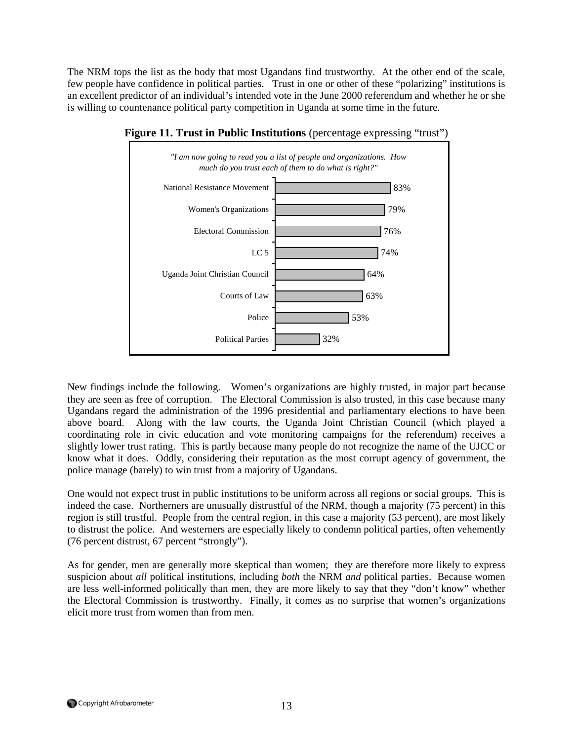The NRM tops the list as the body that most Ugandans find trustworthy. At the other end of the scale, few people have confidence in political parties. Trust in one or other of these "polarizing" institutions is an excellent predictor of an individual's intended vote in the June 2000 referendum and whether he or she is willing to countenance political party competition in Uganda at some time in the future.

**Figure 11. Trust in Public Institutions** (percentage expressing "trust")

*"I am now going to read you a list of people and organizations. How much do you trust each of them to do what is right?"*

| Institution | Trust |
|---|---|
| National Resistance Movement | 83% |
| Women's Organizations | 79% |
| Electoral Commission | 76% |
| LC 5 | 74% |
| Uganda Joint Christian Council | 64% |
| Courts of Law | 63% |
| Police | 53% |
| Political Parties | 32% |

New findings include the following. Women's organizations are highly trusted, in major part because they are seen as free of corruption. The Electoral Commission is also trusted, in this case because many Ugandans regard the administration of the 1996 presidential and parliamentary elections to have been above board. Along with the law courts, the Uganda Joint Christian Council (which played a coordinating role in civic education and vote monitoring campaigns for the referendum) receives a slightly lower trust rating. This is partly because many people do not recognize the name of the UJCC or know what it does. Oddly, considering their reputation as the most corrupt agency of government, the police manage (barely) to win trust from a majority of Ugandans.

One would not expect trust in public institutions to be uniform across all regions or social groups. This is indeed the case. Northerners are unusually distrustful of the NRM, though a majority (75 percent) in this region is still trustful. People from the central region, in this case a majority (53 percent), are most likely to distrust the police. And westerners are especially likely to condemn political parties, often vehemently (76 percent distrust, 67 percent "strongly").

As for gender, men are generally more skeptical than women; they are therefore more likely to express suspicion about *all* political institutions, including *both* the NRM *and* political parties. Because women are less well-informed politically than men, they are more likely to say that they "don't know" whether the Electoral Commission is trustworthy. Finally, it comes as no surprise that women's organizations elicit more trust from women than from men.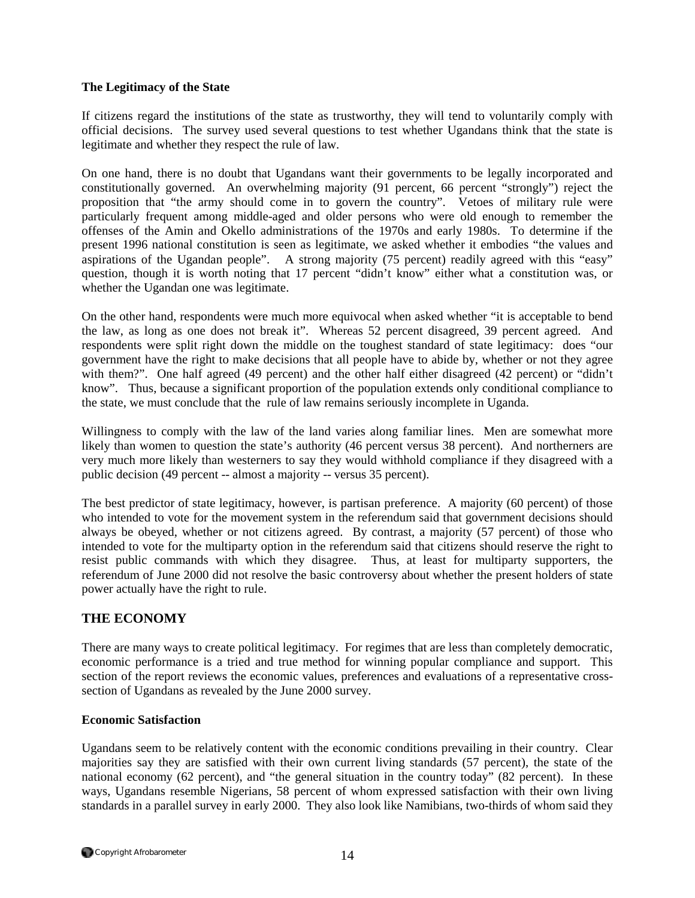**The Legitimacy of the State**

If citizens regard the institutions of the state as trustworthy, they will tend to voluntarily comply with official decisions. The survey used several questions to test whether Ugandans think that the state is legitimate and whether they respect the rule of law.

On one hand, there is no doubt that Ugandans want their governments to be legally incorporated and constitutionally governed. An overwhelming majority (91 percent, 66 percent "strongly") reject the proposition that "the army should come in to govern the country". Vetoes of military rule were particularly frequent among middle-aged and older persons who were old enough to remember the offenses of the Amin and Okello administrations of the 1970s and early 1980s. To determine if the present 1996 national constitution is seen as legitimate, we asked whether it embodies "the values and aspirations of the Ugandan people". A strong majority (75 percent) readily agreed with this "easy" question, though it is worth noting that 17 percent "didn't know" either what a constitution was, or whether the Ugandan one was legitimate.

On the other hand, respondents were much more equivocal when asked whether "it is acceptable to bend the law, as long as one does not break it". Whereas 52 percent disagreed, 39 percent agreed. And respondents were split right down the middle on the toughest standard of state legitimacy: does "our government have the right to make decisions that all people have to abide by, whether or not they agree with them?". One half agreed (49 percent) and the other half either disagreed (42 percent) or "didn't know". Thus, because a significant proportion of the population extends only conditional compliance to the state, we must conclude that the rule of law remains seriously incomplete in Uganda.

Willingness to comply with the law of the land varies along familiar lines. Men are somewhat more likely than women to question the state's authority (46 percent versus 38 percent). And northerners are very much more likely than westerners to say they would withhold compliance if they disagreed with a public decision (49 percent -- almost a majority -- versus 35 percent).

The best predictor of state legitimacy, however, is partisan preference. A majority (60 percent) of those who intended to vote for the movement system in the referendum said that government decisions should always be obeyed, whether or not citizens agreed. By contrast, a majority (57 percent) of those who intended to vote for the multiparty option in the referendum said that citizens should reserve the right to resist public commands with which they disagree. Thus, at least for multiparty supporters, the referendum of June 2000 did not resolve the basic controversy about whether the present holders of state power actually have the right to rule.

## THE ECONOMY

There are many ways to create political legitimacy. For regimes that are less than completely democratic, economic performance is a tried and true method for winning popular compliance and support. This section of the report reviews the economic values, preferences and evaluations of a representative cross-section of Ugandans as revealed by the June 2000 survey.

**Economic Satisfaction**

Ugandans seem to be relatively content with the economic conditions prevailing in their country. Clear majorities say they are satisfied with their own current living standards (57 percent), the state of the national economy (62 percent), and "the general situation in the country today" (82 percent). In these ways, Ugandans resemble Nigerians, 58 percent of whom expressed satisfaction with their own living standards in a parallel survey in early 2000. They also look like Namibians, two-thirds of whom said they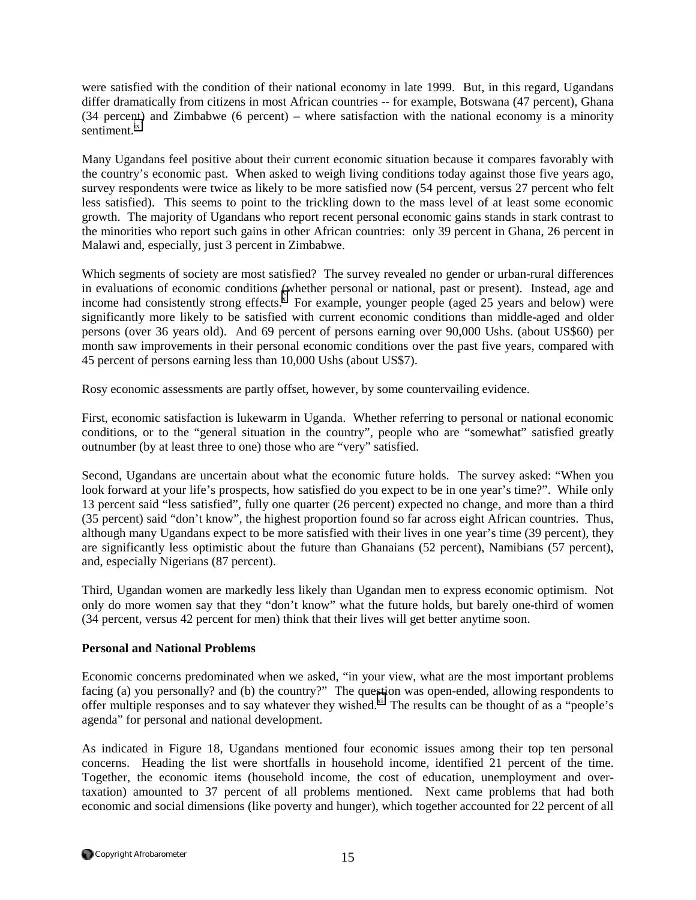were satisfied with the condition of their national economy in late 1999. But, in this regard, Ugandans differ dramatically from citizens in most African countries -- for example, Botswana (47 percent), Ghana (34 percent) and Zimbabwe (6 percent) – where satisfaction with the national economy is a minority sentiment.[ix]

Many Ugandans feel positive about their current economic situation because it compares favorably with the country's economic past. When asked to weigh living conditions today against those five years ago, survey respondents were twice as likely to be more satisfied now (54 percent, versus 27 percent who felt less satisfied). This seems to point to the trickling down to the mass level of at least some economic growth. The majority of Ugandans who report recent personal economic gains stands in stark contrast to the minorities who report such gains in other African countries: only 39 percent in Ghana, 26 percent in Malawi and, especially, just 3 percent in Zimbabwe.

Which segments of society are most satisfied? The survey revealed no gender or urban-rural differences in evaluations of economic conditions (whether personal or national, past or present). Instead, age and income had consistently strong effects.[x] For example, younger people (aged 25 years and below) were significantly more likely to be satisfied with current economic conditions than middle-aged and older persons (over 36 years old). And 69 percent of persons earning over 90,000 Ushs. (about US$60) per month saw improvements in their personal economic conditions over the past five years, compared with 45 percent of persons earning less than 10,000 Ushs (about US$7).

Rosy economic assessments are partly offset, however, by some countervailing evidence.

First, economic satisfaction is lukewarm in Uganda. Whether referring to personal or national economic conditions, or to the "general situation in the country", people who are "somewhat" satisfied greatly outnumber (by at least three to one) those who are "very" satisfied.

Second, Ugandans are uncertain about what the economic future holds. The survey asked: "When you look forward at your life's prospects, how satisfied do you expect to be in one year's time?". While only 13 percent said "less satisfied", fully one quarter (26 percent) expected no change, and more than a third (35 percent) said "don't know", the highest proportion found so far across eight African countries. Thus, although many Ugandans expect to be more satisfied with their lives in one year's time (39 percent), they are significantly less optimistic about the future than Ghanaians (52 percent), Namibians (57 percent), and, especially Nigerians (87 percent).

Third, Ugandan women are markedly less likely than Ugandan men to express economic optimism. Not only do more women say that they "don't know" what the future holds, but barely one-third of women (34 percent, versus 42 percent for men) think that their lives will get better anytime soon.

### Personal and National Problems

Economic concerns predominated when we asked, "in your view, what are the most important problems facing (a) you personally? and (b) the country?" The question was open-ended, allowing respondents to offer multiple responses and to say whatever they wished.[xi] The results can be thought of as a "people's agenda" for personal and national development.

As indicated in Figure 18, Ugandans mentioned four economic issues among their top ten personal concerns. Heading the list were shortfalls in household income, identified 21 percent of the time. Together, the economic items (household income, the cost of education, unemployment and over-taxation) amounted to 37 percent of all problems mentioned. Next came problems that had both economic and social dimensions (like poverty and hunger), which together accounted for 22 percent of all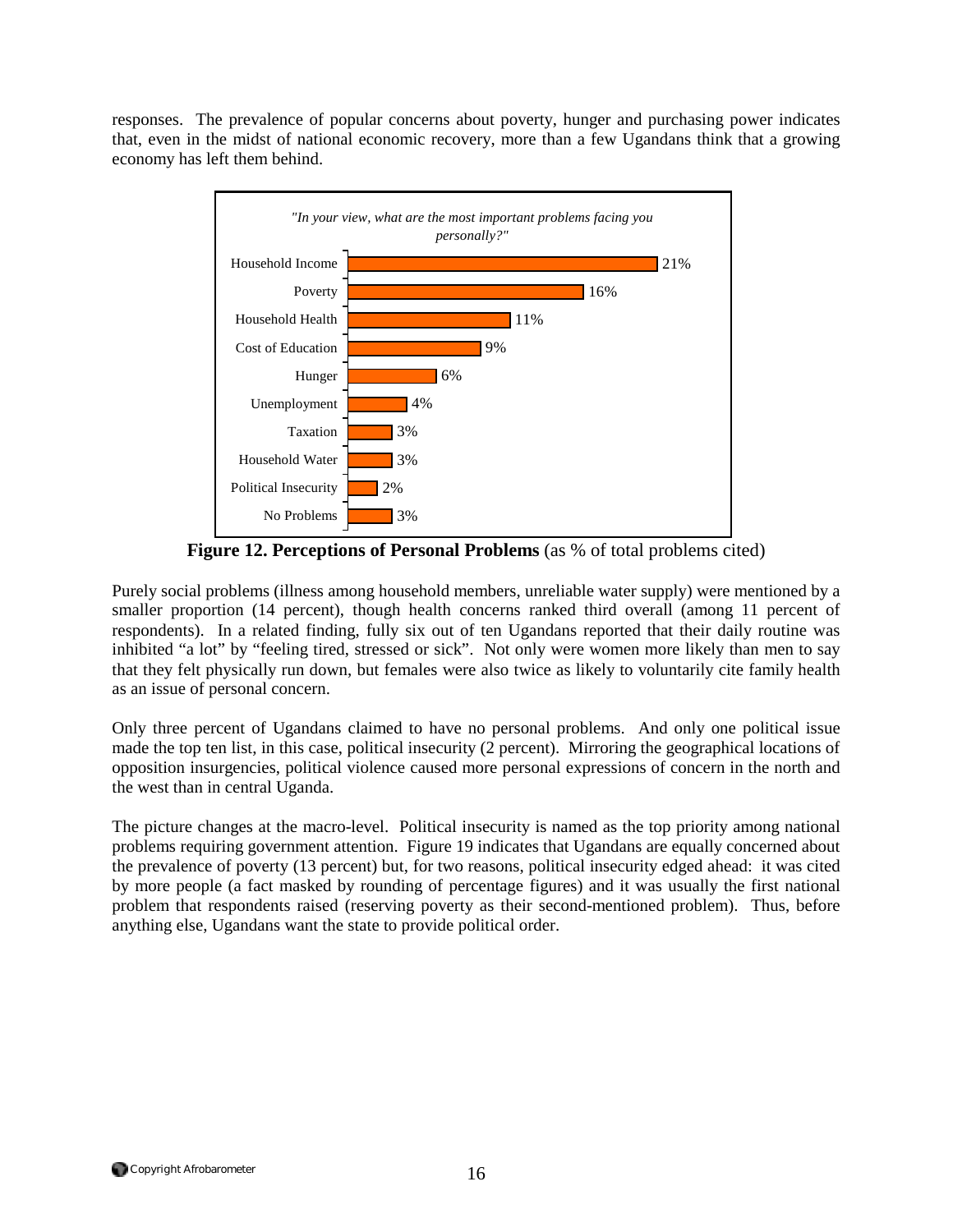responses. The prevalence of popular concerns about poverty, hunger and purchasing power indicates that, even in the midst of national economic recovery, more than a few Ugandans think that a growing economy has left them behind.

*"In your view, what are the most important problems facing you personally?"*

| Problem | % |
| --- | --- |
| Household Income | 21% |
| Poverty | 16% |
| Household Health | 11% |
| Cost of Education | 9% |
| Hunger | 6% |
| Unemployment | 4% |
| Taxation | 3% |
| Household Water | 3% |
| Political Insecurity | 2% |
| No Problems | 3% |

**Figure 12. Perceptions of Personal Problems** (as % of total problems cited)

Purely social problems (illness among household members, unreliable water supply) were mentioned by a smaller proportion (14 percent), though health concerns ranked third overall (among 11 percent of respondents). In a related finding, fully six out of ten Ugandans reported that their daily routine was inhibited "a lot" by "feeling tired, stressed or sick". Not only were women more likely than men to say that they felt physically run down, but females were also twice as likely to voluntarily cite family health as an issue of personal concern.

Only three percent of Ugandans claimed to have no personal problems. And only one political issue made the top ten list, in this case, political insecurity (2 percent). Mirroring the geographical locations of opposition insurgencies, political violence caused more personal expressions of concern in the north and the west than in central Uganda.

The picture changes at the macro-level. Political insecurity is named as the top priority among national problems requiring government attention. Figure 19 indicates that Ugandans are equally concerned about the prevalence of poverty (13 percent) but, for two reasons, political insecurity edged ahead: it was cited by more people (a fact masked by rounding of percentage figures) and it was usually the first national problem that respondents raised (reserving poverty as their second-mentioned problem). Thus, before anything else, Ugandans want the state to provide political order.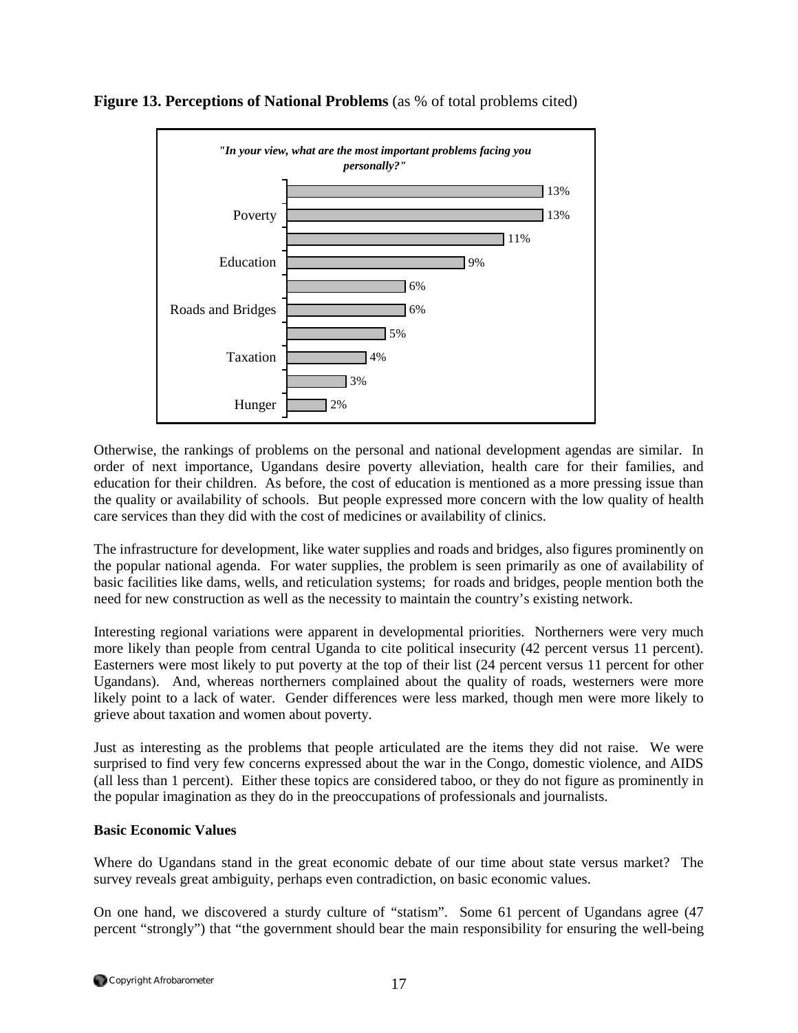**Figure 13. Perceptions of National Problems** (as % of total problems cited)

*"In your view, what are the most important problems facing you personally?"*

| Problem | % |
|---|---|
| | 13% |
| Poverty | 13% |
| | 11% |
| Education | 9% |
| | 6% |
| Roads and Bridges | 6% |
| | 5% |
| Taxation | 4% |
| | 3% |
| Hunger | 2% |

Otherwise, the rankings of problems on the personal and national development agendas are similar. In order of next importance, Ugandans desire poverty alleviation, health care for their families, and education for their children. As before, the cost of education is mentioned as a more pressing issue than the quality or availability of schools. But people expressed more concern with the low quality of health care services than they did with the cost of medicines or availability of clinics.

The infrastructure for development, like water supplies and roads and bridges, also figures prominently on the popular national agenda. For water supplies, the problem is seen primarily as one of availability of basic facilities like dams, wells, and reticulation systems; for roads and bridges, people mention both the need for new construction as well as the necessity to maintain the country's existing network.

Interesting regional variations were apparent in developmental priorities. Northerners were very much more likely than people from central Uganda to cite political insecurity (42 percent versus 11 percent). Easterners were most likely to put poverty at the top of their list (24 percent versus 11 percent for other Ugandans). And, whereas northerners complained about the quality of roads, westerners were more likely point to a lack of water. Gender differences were less marked, though men were more likely to grieve about taxation and women about poverty.

Just as interesting as the problems that people articulated are the items they did not raise. We were surprised to find very few concerns expressed about the war in the Congo, domestic violence, and AIDS (all less than 1 percent). Either these topics are considered taboo, or they do not figure as prominently in the popular imagination as they do in the preoccupations of professionals and journalists.

**Basic Economic Values**

Where do Ugandans stand in the great economic debate of our time about state versus market? The survey reveals great ambiguity, perhaps even contradiction, on basic economic values.

On one hand, we discovered a sturdy culture of "statism". Some 61 percent of Ugandans agree (47 percent "strongly") that "the government should bear the main responsibility for ensuring the well-being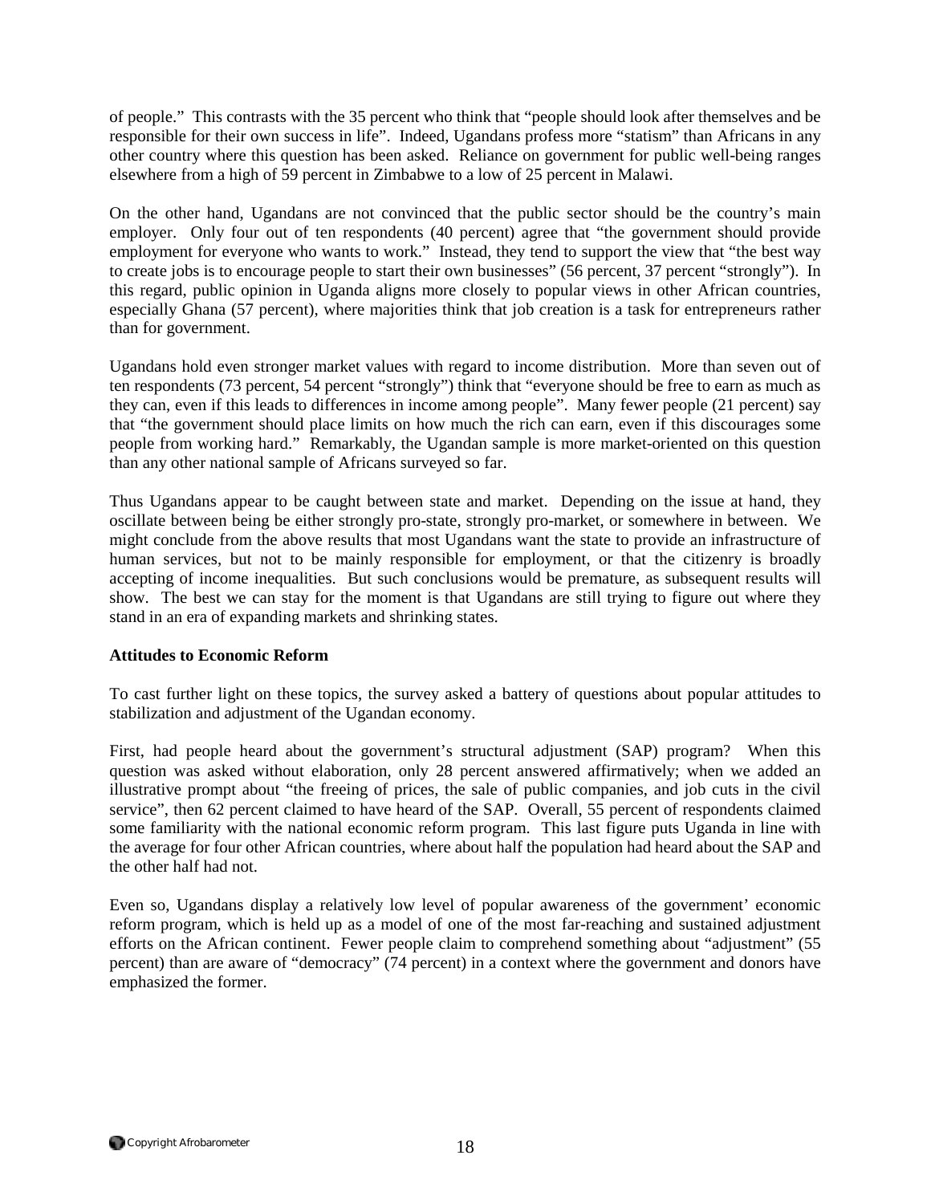of people." This contrasts with the 35 percent who think that "people should look after themselves and be responsible for their own success in life". Indeed, Ugandans profess more "statism" than Africans in any other country where this question has been asked. Reliance on government for public well-being ranges elsewhere from a high of 59 percent in Zimbabwe to a low of 25 percent in Malawi.

On the other hand, Ugandans are not convinced that the public sector should be the country's main employer. Only four out of ten respondents (40 percent) agree that "the government should provide employment for everyone who wants to work." Instead, they tend to support the view that "the best way to create jobs is to encourage people to start their own businesses" (56 percent, 37 percent "strongly"). In this regard, public opinion in Uganda aligns more closely to popular views in other African countries, especially Ghana (57 percent), where majorities think that job creation is a task for entrepreneurs rather than for government.

Ugandans hold even stronger market values with regard to income distribution. More than seven out of ten respondents (73 percent, 54 percent "strongly") think that "everyone should be free to earn as much as they can, even if this leads to differences in income among people". Many fewer people (21 percent) say that "the government should place limits on how much the rich can earn, even if this discourages some people from working hard." Remarkably, the Ugandan sample is more market-oriented on this question than any other national sample of Africans surveyed so far.

Thus Ugandans appear to be caught between state and market. Depending on the issue at hand, they oscillate between being be either strongly pro-state, strongly pro-market, or somewhere in between. We might conclude from the above results that most Ugandans want the state to provide an infrastructure of human services, but not to be mainly responsible for employment, or that the citizenry is broadly accepting of income inequalities. But such conclusions would be premature, as subsequent results will show. The best we can stay for the moment is that Ugandans are still trying to figure out where they stand in an era of expanding markets and shrinking states.

**Attitudes to Economic Reform**

To cast further light on these topics, the survey asked a battery of questions about popular attitudes to stabilization and adjustment of the Ugandan economy.

First, had people heard about the government's structural adjustment (SAP) program? When this question was asked without elaboration, only 28 percent answered affirmatively; when we added an illustrative prompt about "the freeing of prices, the sale of public companies, and job cuts in the civil service", then 62 percent claimed to have heard of the SAP. Overall, 55 percent of respondents claimed some familiarity with the national economic reform program. This last figure puts Uganda in line with the average for four other African countries, where about half the population had heard about the SAP and the other half had not.

Even so, Ugandans display a relatively low level of popular awareness of the government' economic reform program, which is held up as a model of one of the most far-reaching and sustained adjustment efforts on the African continent. Fewer people claim to comprehend something about "adjustment" (55 percent) than are aware of "democracy" (74 percent) in a context where the government and donors have emphasized the former.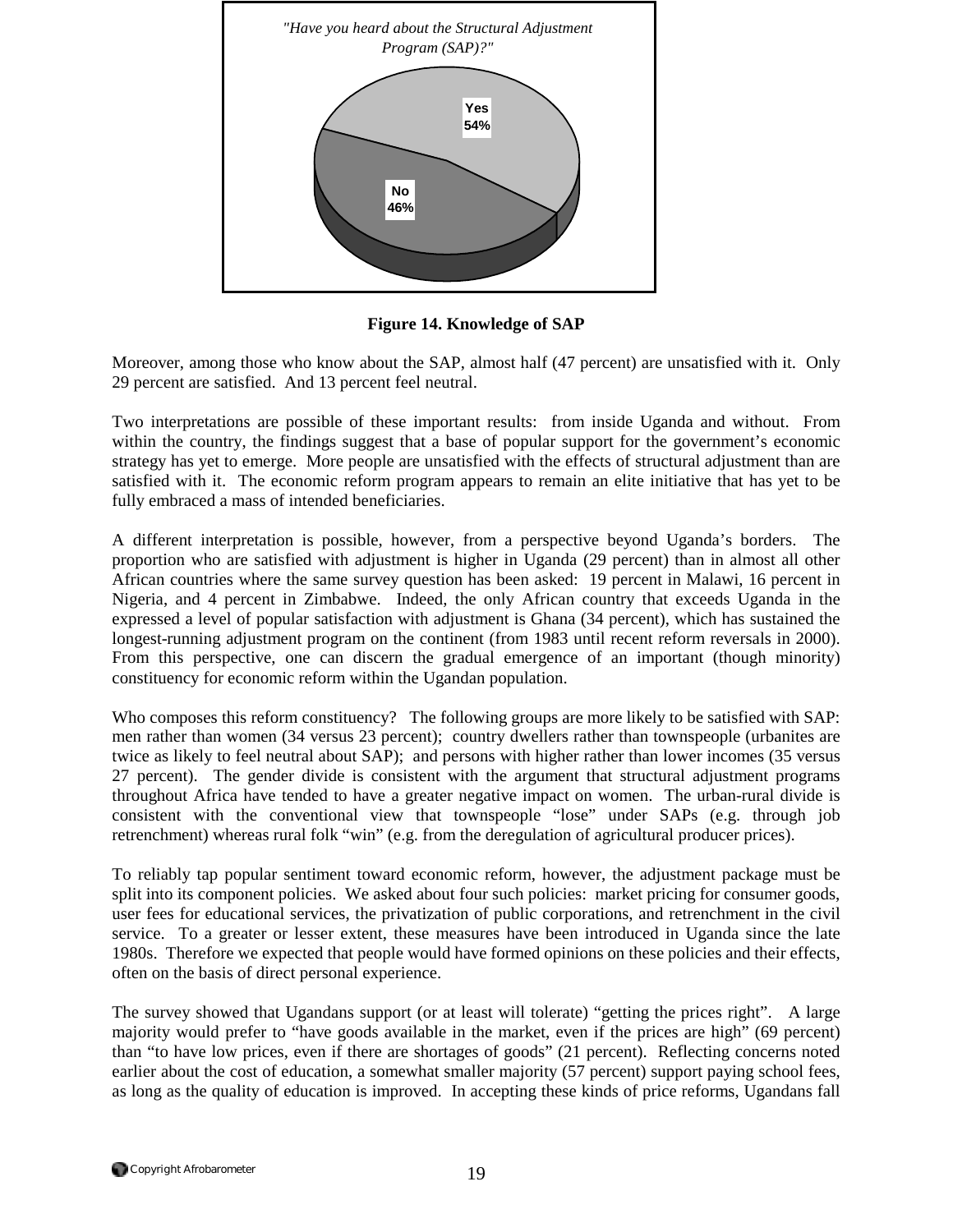*"Have you heard about the Structural Adjustment Program (SAP)?"*

Yes 54%

No 46%

**Figure 14. Knowledge of SAP**

Moreover, among those who know about the SAP, almost half (47 percent) are unsatisfied with it. Only 29 percent are satisfied. And 13 percent feel neutral.

Two interpretations are possible of these important results: from inside Uganda and without. From within the country, the findings suggest that a base of popular support for the government's economic strategy has yet to emerge. More people are unsatisfied with the effects of structural adjustment than are satisfied with it. The economic reform program appears to remain an elite initiative that has yet to be fully embraced a mass of intended beneficiaries.

A different interpretation is possible, however, from a perspective beyond Uganda's borders. The proportion who are satisfied with adjustment is higher in Uganda (29 percent) than in almost all other African countries where the same survey question has been asked: 19 percent in Malawi, 16 percent in Nigeria, and 4 percent in Zimbabwe. Indeed, the only African country that exceeds Uganda in the expressed a level of popular satisfaction with adjustment is Ghana (34 percent), which has sustained the longest-running adjustment program on the continent (from 1983 until recent reform reversals in 2000). From this perspective, one can discern the gradual emergence of an important (though minority) constituency for economic reform within the Ugandan population.

Who composes this reform constituency? The following groups are more likely to be satisfied with SAP: men rather than women (34 versus 23 percent); country dwellers rather than townspeople (urbanites are twice as likely to feel neutral about SAP); and persons with higher rather than lower incomes (35 versus 27 percent). The gender divide is consistent with the argument that structural adjustment programs throughout Africa have tended to have a greater negative impact on women. The urban-rural divide is consistent with the conventional view that townspeople "lose" under SAPs (e.g. through job retrenchment) whereas rural folk "win" (e.g. from the deregulation of agricultural producer prices).

To reliably tap popular sentiment toward economic reform, however, the adjustment package must be split into its component policies. We asked about four such policies: market pricing for consumer goods, user fees for educational services, the privatization of public corporations, and retrenchment in the civil service. To a greater or lesser extent, these measures have been introduced in Uganda since the late 1980s. Therefore we expected that people would have formed opinions on these policies and their effects, often on the basis of direct personal experience.

The survey showed that Ugandans support (or at least will tolerate) "getting the prices right". A large majority would prefer to "have goods available in the market, even if the prices are high" (69 percent) than "to have low prices, even if there are shortages of goods" (21 percent). Reflecting concerns noted earlier about the cost of education, a somewhat smaller majority (57 percent) support paying school fees, as long as the quality of education is improved. In accepting these kinds of price reforms, Ugandans fall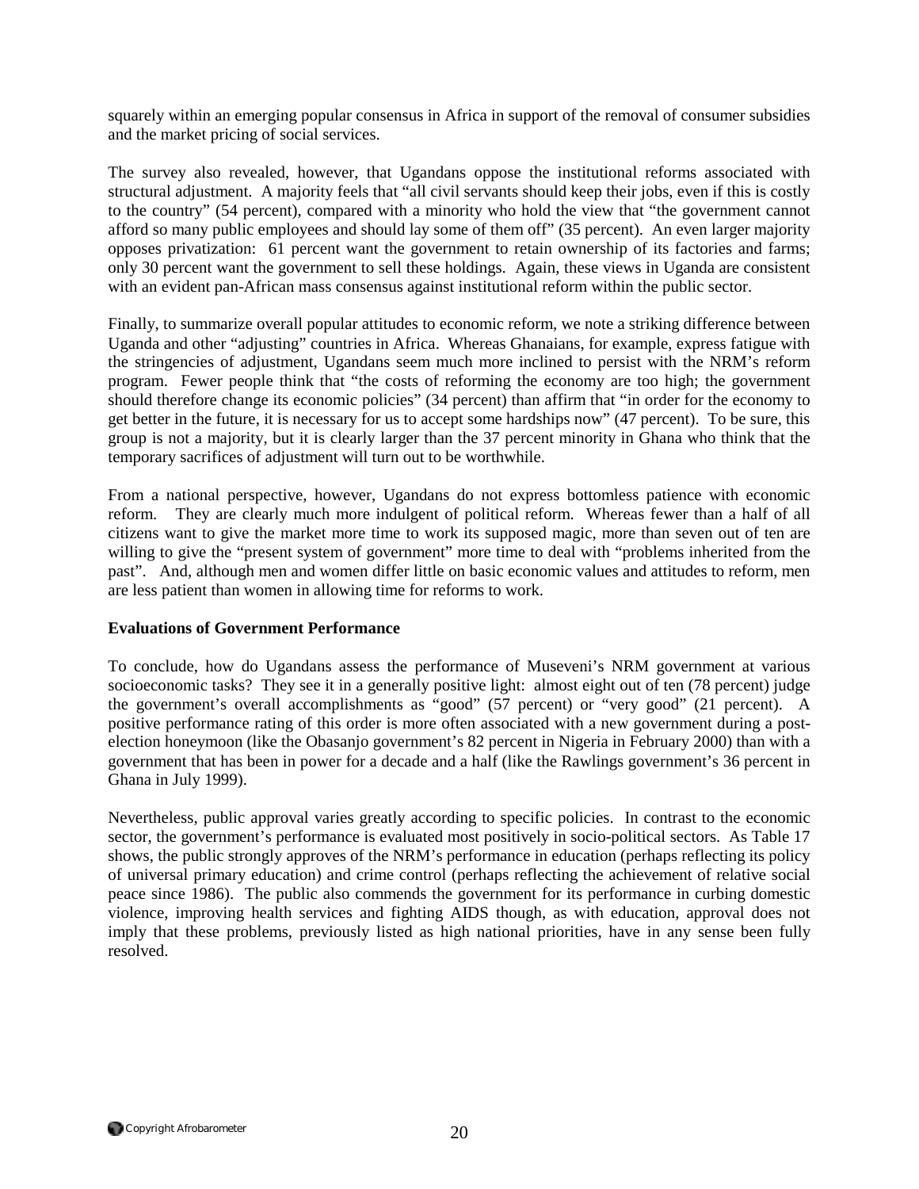squarely within an emerging popular consensus in Africa in support of the removal of consumer subsidies and the market pricing of social services.

The survey also revealed, however, that Ugandans oppose the institutional reforms associated with structural adjustment. A majority feels that "all civil servants should keep their jobs, even if this is costly to the country" (54 percent), compared with a minority who hold the view that "the government cannot afford so many public employees and should lay some of them off" (35 percent). An even larger majority opposes privatization: 61 percent want the government to retain ownership of its factories and farms; only 30 percent want the government to sell these holdings. Again, these views in Uganda are consistent with an evident pan-African mass consensus against institutional reform within the public sector.

Finally, to summarize overall popular attitudes to economic reform, we note a striking difference between Uganda and other "adjusting" countries in Africa. Whereas Ghanaians, for example, express fatigue with the stringencies of adjustment, Ugandans seem much more inclined to persist with the NRM's reform program. Fewer people think that "the costs of reforming the economy are too high; the government should therefore change its economic policies" (34 percent) than affirm that "in order for the economy to get better in the future, it is necessary for us to accept some hardships now" (47 percent). To be sure, this group is not a majority, but it is clearly larger than the 37 percent minority in Ghana who think that the temporary sacrifices of adjustment will turn out to be worthwhile.

From a national perspective, however, Ugandans do not express bottomless patience with economic reform. They are clearly much more indulgent of political reform. Whereas fewer than a half of all citizens want to give the market more time to work its supposed magic, more than seven out of ten are willing to give the "present system of government" more time to deal with "problems inherited from the past". And, although men and women differ little on basic economic values and attitudes to reform, men are less patient than women in allowing time for reforms to work.

**Evaluations of Government Performance**

To conclude, how do Ugandans assess the performance of Museveni's NRM government at various socioeconomic tasks? They see it in a generally positive light: almost eight out of ten (78 percent) judge the government's overall accomplishments as "good" (57 percent) or "very good" (21 percent). A positive performance rating of this order is more often associated with a new government during a post-election honeymoon (like the Obasanjo government's 82 percent in Nigeria in February 2000) than with a government that has been in power for a decade and a half (like the Rawlings government's 36 percent in Ghana in July 1999).

Nevertheless, public approval varies greatly according to specific policies. In contrast to the economic sector, the government's performance is evaluated most positively in socio-political sectors. As Table 17 shows, the public strongly approves of the NRM's performance in education (perhaps reflecting its policy of universal primary education) and crime control (perhaps reflecting the achievement of relative social peace since 1986). The public also commends the government for its performance in curbing domestic violence, improving health services and fighting AIDS though, as with education, approval does not imply that these problems, previously listed as high national priorities, have in any sense been fully resolved.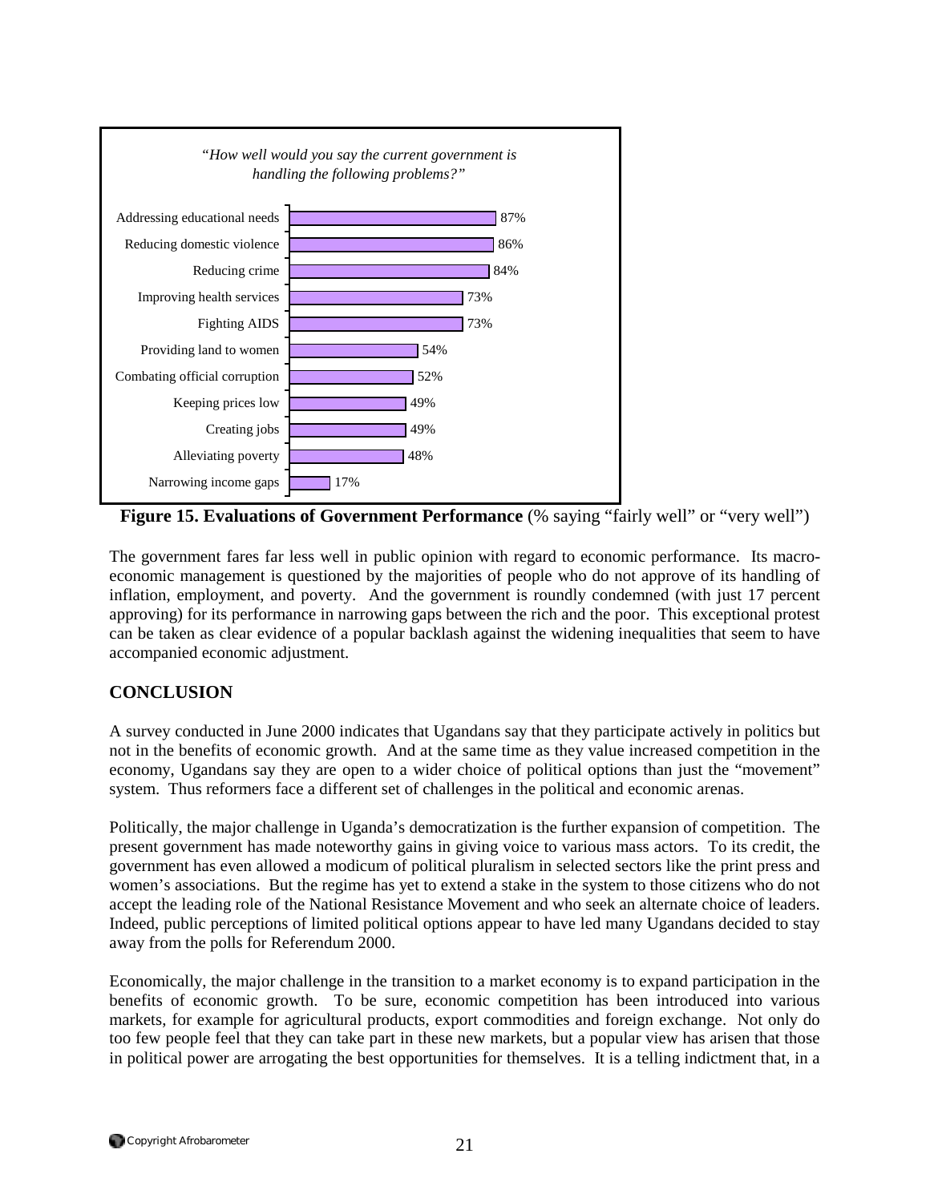*"How well would you say the current government is handling the following problems?"*

| Problem | % |
|---|---|
| Addressing educational needs | 87% |
| Reducing domestic violence | 86% |
| Reducing crime | 84% |
| Improving health services | 73% |
| Fighting AIDS | 73% |
| Providing land to women | 54% |
| Combating official corruption | 52% |
| Keeping prices low | 49% |
| Creating jobs | 49% |
| Alleviating poverty | 48% |
| Narrowing income gaps | 17% |

**Figure 15. Evaluations of Government Performance** (% saying "fairly well" or "very well")

The government fares far less well in public opinion with regard to economic performance. Its macro-economic management is questioned by the majorities of people who do not approve of its handling of inflation, employment, and poverty. And the government is roundly condemned (with just 17 percent approving) for its performance in narrowing gaps between the rich and the poor. This exceptional protest can be taken as clear evidence of a popular backlash against the widening inequalities that seem to have accompanied economic adjustment.

## CONCLUSION

A survey conducted in June 2000 indicates that Ugandans say that they participate actively in politics but not in the benefits of economic growth. And at the same time as they value increased competition in the economy, Ugandans say they are open to a wider choice of political options than just the "movement" system. Thus reformers face a different set of challenges in the political and economic arenas.

Politically, the major challenge in Uganda's democratization is the further expansion of competition. The present government has made noteworthy gains in giving voice to various mass actors. To its credit, the government has even allowed a modicum of political pluralism in selected sectors like the print press and women's associations. But the regime has yet to extend a stake in the system to those citizens who do not accept the leading role of the National Resistance Movement and who seek an alternate choice of leaders. Indeed, public perceptions of limited political options appear to have led many Ugandans decided to stay away from the polls for Referendum 2000.

Economically, the major challenge in the transition to a market economy is to expand participation in the benefits of economic growth. To be sure, economic competition has been introduced into various markets, for example for agricultural products, export commodities and foreign exchange. Not only do too few people feel that they can take part in these new markets, but a popular view has arisen that those in political power are arrogating the best opportunities for themselves. It is a telling indictment that, in a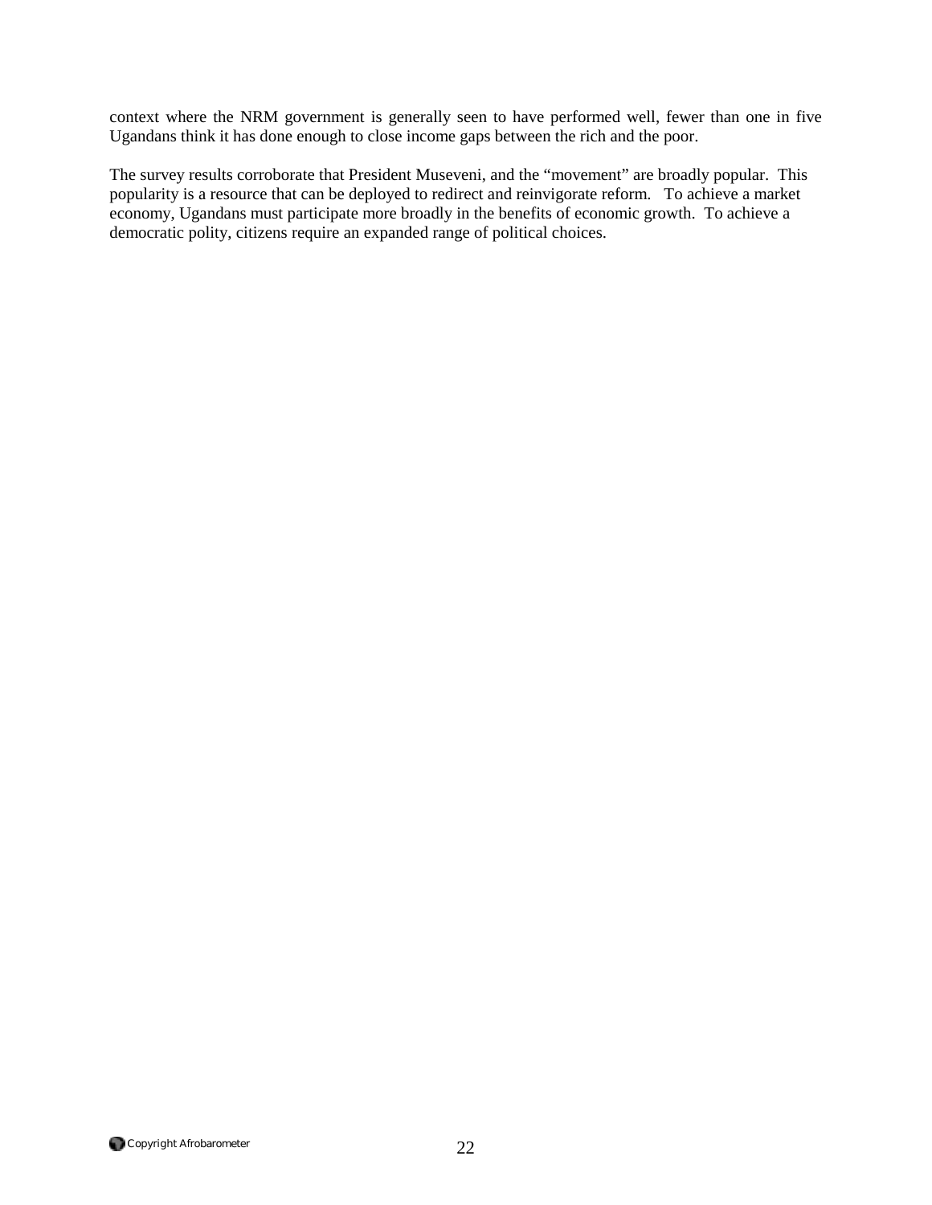context where the NRM government is generally seen to have performed well, fewer than one in five Ugandans think it has done enough to close income gaps between the rich and the poor.

The survey results corroborate that President Museveni, and the “movement” are broadly popular. This popularity is a resource that can be deployed to redirect and reinvigorate reform. To achieve a market economy, Ugandans must participate more broadly in the benefits of economic growth. To achieve a democratic polity, citizens require an expanded range of political choices.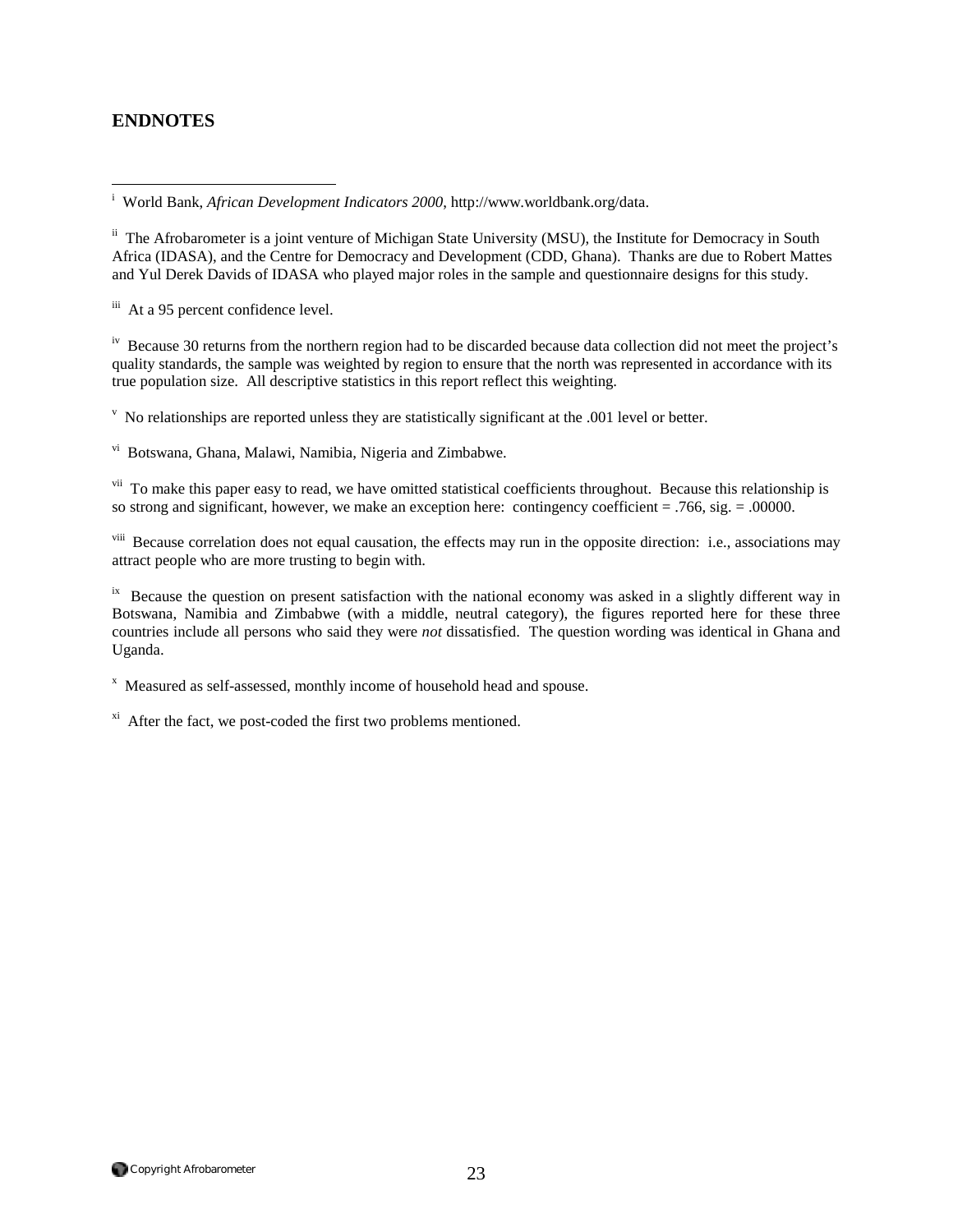## ENDNOTES

[i] World Bank, *African Development Indicators 2000*, http://www.worldbank.org/data.

[ii] The Afrobarometer is a joint venture of Michigan State University (MSU), the Institute for Democracy in South Africa (IDASA), and the Centre for Democracy and Development (CDD, Ghana). Thanks are due to Robert Mattes and Yul Derek Davids of IDASA who played major roles in the sample and questionnaire designs for this study.

[iii] At a 95 percent confidence level.

[iv] Because 30 returns from the northern region had to be discarded because data collection did not meet the project's quality standards, the sample was weighted by region to ensure that the north was represented in accordance with its true population size. All descriptive statistics in this report reflect this weighting.

[v] No relationships are reported unless they are statistically significant at the .001 level or better.

[vi] Botswana, Ghana, Malawi, Namibia, Nigeria and Zimbabwe.

[vii] To make this paper easy to read, we have omitted statistical coefficients throughout. Because this relationship is so strong and significant, however, we make an exception here: contingency coefficient = .766, sig. = .00000.

[viii] Because correlation does not equal causation, the effects may run in the opposite direction: i.e., associations may attract people who are more trusting to begin with.

[ix] Because the question on present satisfaction with the national economy was asked in a slightly different way in Botswana, Namibia and Zimbabwe (with a middle, neutral category), the figures reported here for these three countries include all persons who said they were *not* dissatisfied. The question wording was identical in Ghana and Uganda.

[x] Measured as self-assessed, monthly income of household head and spouse.

[xi] After the fact, we post-coded the first two problems mentioned.